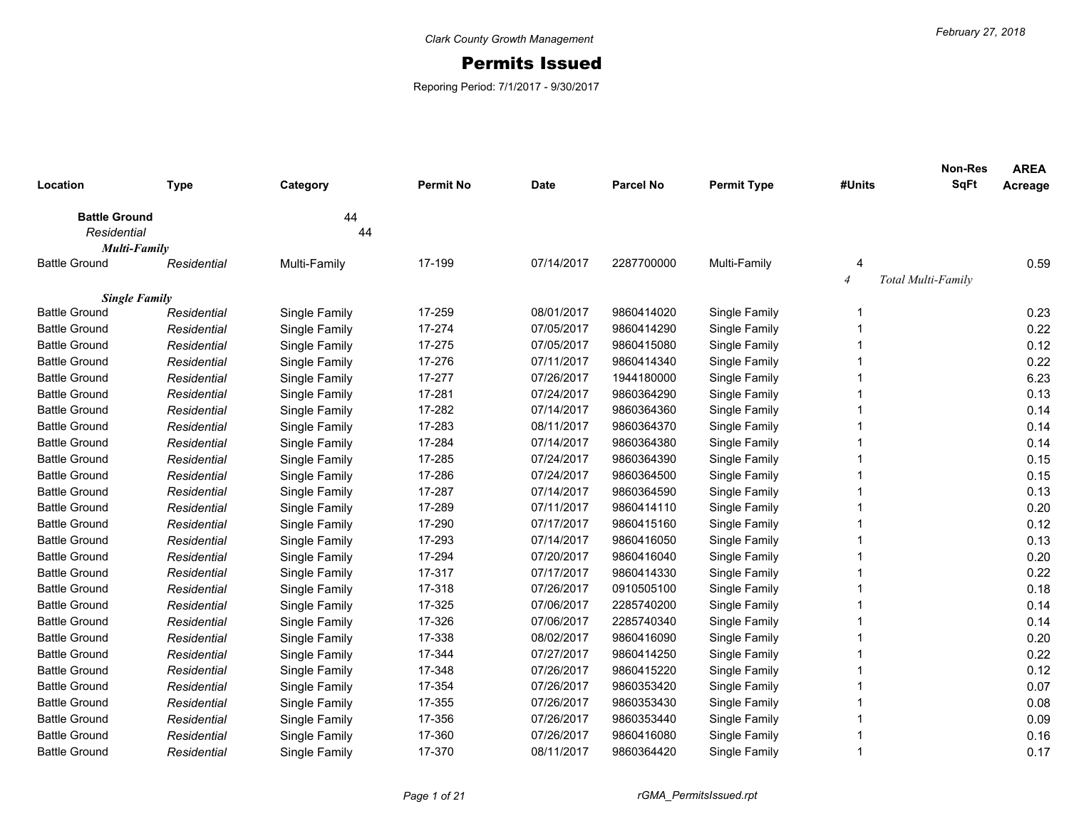Clark County Growth Management

# Permits Issued

Reporing Period: 7/1/2017 - 9/30/2017

February 27, 2018

| Location | Type | Category | Permit No | Date | Parcel No | Permit Type | #Units | Non-Res SqFt | AREA Acreage |
|---|---|---|---|---|---|---|---|---|---|
| **Battle Ground** | | 44 | | | | | | | |
| *Residential* | | 44 | | | | | | | |
| ***Multi-Family*** | | | | | | | | | |
| Battle Ground | *Residential* | Multi-Family | 17-199 | 07/14/2017 | 2287700000 | Multi-Family | 4 | | 0.59 |
| | | | | | | | *4* | *Total Multi-Family* | |
| ***Single Family*** | | | | | | | | | |
| Battle Ground | *Residential* | Single Family | 17-259 | 08/01/2017 | 9860414020 | Single Family | 1 | | 0.23 |
| Battle Ground | *Residential* | Single Family | 17-274 | 07/05/2017 | 9860414290 | Single Family | 1 | | 0.22 |
| Battle Ground | *Residential* | Single Family | 17-275 | 07/05/2017 | 9860415080 | Single Family | 1 | | 0.12 |
| Battle Ground | *Residential* | Single Family | 17-276 | 07/11/2017 | 9860414340 | Single Family | 1 | | 0.22 |
| Battle Ground | *Residential* | Single Family | 17-277 | 07/26/2017 | 1944180000 | Single Family | 1 | | 6.23 |
| Battle Ground | *Residential* | Single Family | 17-281 | 07/24/2017 | 9860364290 | Single Family | 1 | | 0.13 |
| Battle Ground | *Residential* | Single Family | 17-282 | 07/14/2017 | 9860364360 | Single Family | 1 | | 0.14 |
| Battle Ground | *Residential* | Single Family | 17-283 | 08/11/2017 | 9860364370 | Single Family | 1 | | 0.14 |
| Battle Ground | *Residential* | Single Family | 17-284 | 07/14/2017 | 9860364380 | Single Family | 1 | | 0.14 |
| Battle Ground | *Residential* | Single Family | 17-285 | 07/24/2017 | 9860364390 | Single Family | 1 | | 0.15 |
| Battle Ground | *Residential* | Single Family | 17-286 | 07/24/2017 | 9860364500 | Single Family | 1 | | 0.15 |
| Battle Ground | *Residential* | Single Family | 17-287 | 07/14/2017 | 9860364590 | Single Family | 1 | | 0.13 |
| Battle Ground | *Residential* | Single Family | 17-289 | 07/11/2017 | 9860414110 | Single Family | 1 | | 0.20 |
| Battle Ground | *Residential* | Single Family | 17-290 | 07/17/2017 | 9860415160 | Single Family | 1 | | 0.12 |
| Battle Ground | *Residential* | Single Family | 17-293 | 07/14/2017 | 9860416050 | Single Family | 1 | | 0.13 |
| Battle Ground | *Residential* | Single Family | 17-294 | 07/20/2017 | 9860416040 | Single Family | 1 | | 0.20 |
| Battle Ground | *Residential* | Single Family | 17-317 | 07/17/2017 | 9860414330 | Single Family | 1 | | 0.22 |
| Battle Ground | *Residential* | Single Family | 17-318 | 07/26/2017 | 0910505100 | Single Family | 1 | | 0.18 |
| Battle Ground | *Residential* | Single Family | 17-325 | 07/06/2017 | 2285740200 | Single Family | 1 | | 0.14 |
| Battle Ground | *Residential* | Single Family | 17-326 | 07/06/2017 | 2285740340 | Single Family | 1 | | 0.14 |
| Battle Ground | *Residential* | Single Family | 17-338 | 08/02/2017 | 9860416090 | Single Family | 1 | | 0.20 |
| Battle Ground | *Residential* | Single Family | 17-344 | 07/27/2017 | 9860414250 | Single Family | 1 | | 0.22 |
| Battle Ground | *Residential* | Single Family | 17-348 | 07/26/2017 | 9860415220 | Single Family | 1 | | 0.12 |
| Battle Ground | *Residential* | Single Family | 17-354 | 07/26/2017 | 9860353420 | Single Family | 1 | | 0.07 |
| Battle Ground | *Residential* | Single Family | 17-355 | 07/26/2017 | 9860353430 | Single Family | 1 | | 0.08 |
| Battle Ground | *Residential* | Single Family | 17-356 | 07/26/2017 | 9860353440 | Single Family | 1 | | 0.09 |
| Battle Ground | *Residential* | Single Family | 17-360 | 07/26/2017 | 9860416080 | Single Family | 1 | | 0.16 |
| Battle Ground | *Residential* | Single Family | 17-370 | 08/11/2017 | 9860364420 | Single Family | 1 | | 0.17 |

rGMA_PermitsIssued.rpt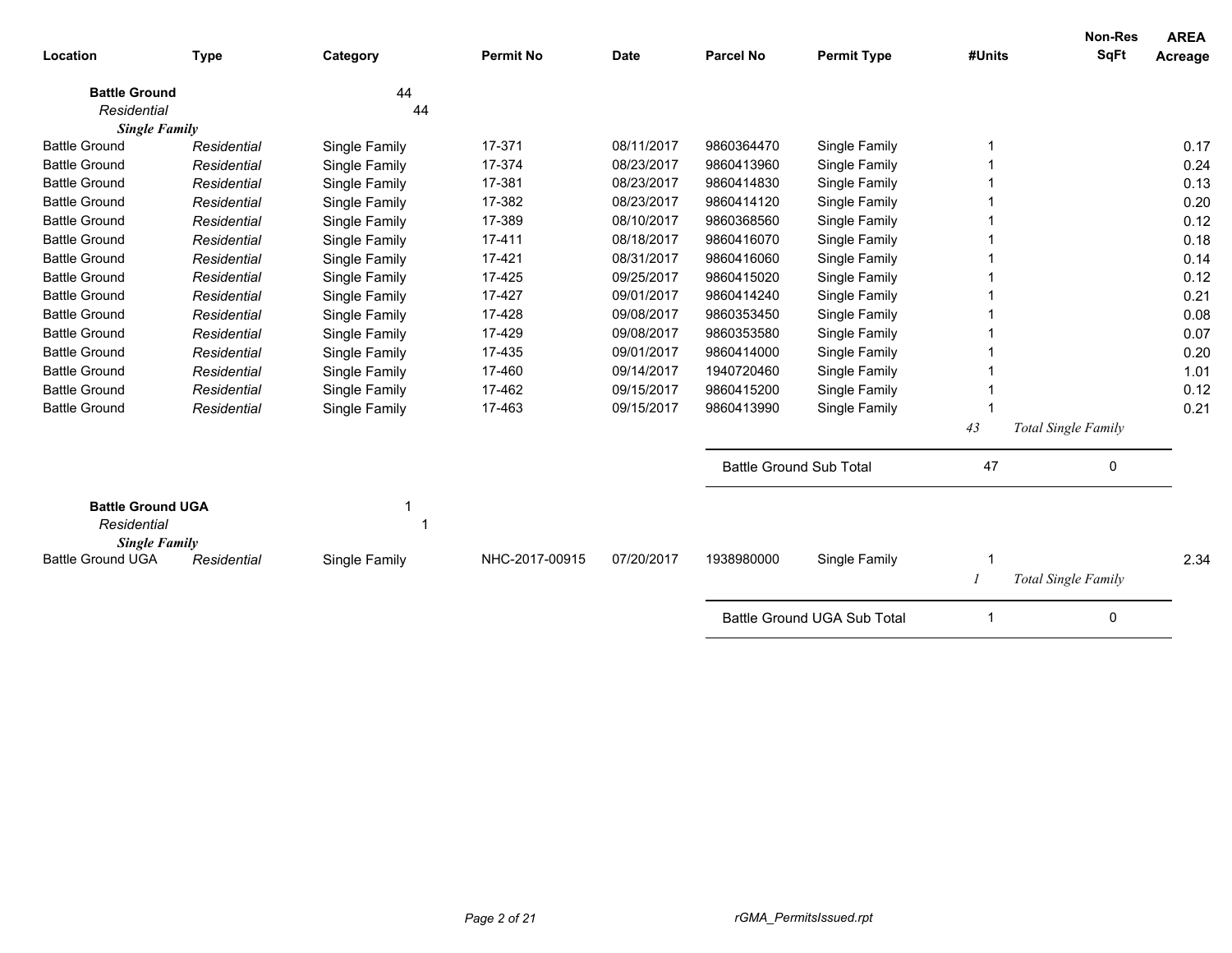| Location | Type | Category | Permit No | Date | Parcel No | Permit Type | #Units | Non-Res SqFt | AREA Acreage |
|---|---|---|---|---|---|---|---|---|---|
| **Battle Ground** | | 44 | | | | | | | |
| *Residential* | | 44 | | | | | | | |
| ***Single Family*** | | | | | | | | | |
| Battle Ground | *Residential* | Single Family | 17-371 | 08/11/2017 | 9860364470 | Single Family | 1 | | 0.17 |
| Battle Ground | *Residential* | Single Family | 17-374 | 08/23/2017 | 9860413960 | Single Family | 1 | | 0.24 |
| Battle Ground | *Residential* | Single Family | 17-381 | 08/23/2017 | 9860414830 | Single Family | 1 | | 0.13 |
| Battle Ground | *Residential* | Single Family | 17-382 | 08/23/2017 | 9860414120 | Single Family | 1 | | 0.20 |
| Battle Ground | *Residential* | Single Family | 17-389 | 08/10/2017 | 9860368560 | Single Family | 1 | | 0.12 |
| Battle Ground | *Residential* | Single Family | 17-411 | 08/18/2017 | 9860416070 | Single Family | 1 | | 0.18 |
| Battle Ground | *Residential* | Single Family | 17-421 | 08/31/2017 | 9860416060 | Single Family | 1 | | 0.14 |
| Battle Ground | *Residential* | Single Family | 17-425 | 09/25/2017 | 9860415020 | Single Family | 1 | | 0.12 |
| Battle Ground | *Residential* | Single Family | 17-427 | 09/01/2017 | 9860414240 | Single Family | 1 | | 0.21 |
| Battle Ground | *Residential* | Single Family | 17-428 | 09/08/2017 | 9860353450 | Single Family | 1 | | 0.08 |
| Battle Ground | *Residential* | Single Family | 17-429 | 09/08/2017 | 9860353580 | Single Family | 1 | | 0.07 |
| Battle Ground | *Residential* | Single Family | 17-435 | 09/01/2017 | 9860414000 | Single Family | 1 | | 0.20 |
| Battle Ground | *Residential* | Single Family | 17-460 | 09/14/2017 | 1940720460 | Single Family | 1 | | 1.01 |
| Battle Ground | *Residential* | Single Family | 17-462 | 09/15/2017 | 9860415200 | Single Family | 1 | | 0.12 |
| Battle Ground | *Residential* | Single Family | 17-463 | 09/15/2017 | 9860413990 | Single Family | 1 | | 0.21 |
| | | | | | | | *43* | *Total Single Family* | |
| | | | | | Battle Ground Sub Total | | 47 | 0 | |
| **Battle Ground UGA** | | 1 | | | | | | | |
| *Residential* | | 1 | | | | | | | |
| ***Single Family*** | | | | | | | | | |
| Battle Ground UGA | *Residential* | Single Family | NHC-2017-00915 | 07/20/2017 | 1938980000 | Single Family | 1 | | 2.34 |
| | | | | | | | *1* | *Total Single Family* | |
| | | | | | Battle Ground UGA Sub Total | | 1 | 0 | |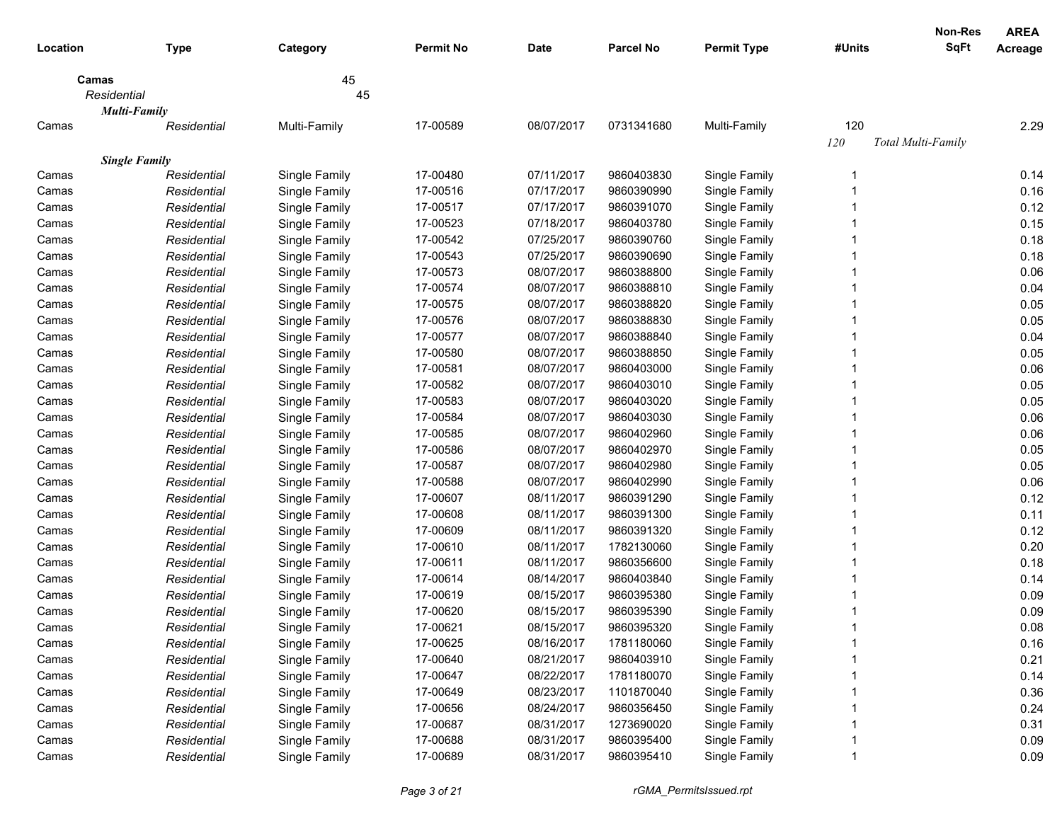| Location | Type | Category | Permit No | Date | Parcel No | Permit Type | #Units | Non-Res SqFt | AREA Acreage |
|---|---|---|---|---|---|---|---|---|---|
| **Camas** | | 45 | | | | | | | |
| *Residential* | | 45 | | | | | | | |
| ***Multi-Family*** | | | | | | | | | |
| Camas | *Residential* | Multi-Family | 17-00589 | 08/07/2017 | 0731341680 | Multi-Family | 120 | | 2.29 |
| | | | | | | | *120* | *Total Multi-Family* | |
| ***Single Family*** | | | | | | | | | |
| Camas | *Residential* | Single Family | 17-00480 | 07/11/2017 | 9860403830 | Single Family | 1 | | 0.14 |
| Camas | *Residential* | Single Family | 17-00516 | 07/17/2017 | 9860390990 | Single Family | 1 | | 0.16 |
| Camas | *Residential* | Single Family | 17-00517 | 07/17/2017 | 9860391070 | Single Family | 1 | | 0.12 |
| Camas | *Residential* | Single Family | 17-00523 | 07/18/2017 | 9860403780 | Single Family | 1 | | 0.15 |
| Camas | *Residential* | Single Family | 17-00542 | 07/25/2017 | 9860390760 | Single Family | 1 | | 0.18 |
| Camas | *Residential* | Single Family | 17-00543 | 07/25/2017 | 9860390690 | Single Family | 1 | | 0.18 |
| Camas | *Residential* | Single Family | 17-00573 | 08/07/2017 | 9860388800 | Single Family | 1 | | 0.06 |
| Camas | *Residential* | Single Family | 17-00574 | 08/07/2017 | 9860388810 | Single Family | 1 | | 0.04 |
| Camas | *Residential* | Single Family | 17-00575 | 08/07/2017 | 9860388820 | Single Family | 1 | | 0.05 |
| Camas | *Residential* | Single Family | 17-00576 | 08/07/2017 | 9860388830 | Single Family | 1 | | 0.05 |
| Camas | *Residential* | Single Family | 17-00577 | 08/07/2017 | 9860388840 | Single Family | 1 | | 0.04 |
| Camas | *Residential* | Single Family | 17-00580 | 08/07/2017 | 9860388850 | Single Family | 1 | | 0.05 |
| Camas | *Residential* | Single Family | 17-00581 | 08/07/2017 | 9860403000 | Single Family | 1 | | 0.06 |
| Camas | *Residential* | Single Family | 17-00582 | 08/07/2017 | 9860403010 | Single Family | 1 | | 0.05 |
| Camas | *Residential* | Single Family | 17-00583 | 08/07/2017 | 9860403020 | Single Family | 1 | | 0.05 |
| Camas | *Residential* | Single Family | 17-00584 | 08/07/2017 | 9860403030 | Single Family | 1 | | 0.06 |
| Camas | *Residential* | Single Family | 17-00585 | 08/07/2017 | 9860402960 | Single Family | 1 | | 0.06 |
| Camas | *Residential* | Single Family | 17-00586 | 08/07/2017 | 9860402970 | Single Family | 1 | | 0.05 |
| Camas | *Residential* | Single Family | 17-00587 | 08/07/2017 | 9860402980 | Single Family | 1 | | 0.05 |
| Camas | *Residential* | Single Family | 17-00588 | 08/07/2017 | 9860402990 | Single Family | 1 | | 0.06 |
| Camas | *Residential* | Single Family | 17-00607 | 08/11/2017 | 9860391290 | Single Family | 1 | | 0.12 |
| Camas | *Residential* | Single Family | 17-00608 | 08/11/2017 | 9860391300 | Single Family | 1 | | 0.11 |
| Camas | *Residential* | Single Family | 17-00609 | 08/11/2017 | 9860391320 | Single Family | 1 | | 0.12 |
| Camas | *Residential* | Single Family | 17-00610 | 08/11/2017 | 1782130060 | Single Family | 1 | | 0.20 |
| Camas | *Residential* | Single Family | 17-00611 | 08/11/2017 | 9860356600 | Single Family | 1 | | 0.18 |
| Camas | *Residential* | Single Family | 17-00614 | 08/14/2017 | 9860403840 | Single Family | 1 | | 0.14 |
| Camas | *Residential* | Single Family | 17-00619 | 08/15/2017 | 9860395380 | Single Family | 1 | | 0.09 |
| Camas | *Residential* | Single Family | 17-00620 | 08/15/2017 | 9860395390 | Single Family | 1 | | 0.09 |
| Camas | *Residential* | Single Family | 17-00621 | 08/15/2017 | 9860395320 | Single Family | 1 | | 0.08 |
| Camas | *Residential* | Single Family | 17-00625 | 08/16/2017 | 1781180060 | Single Family | 1 | | 0.16 |
| Camas | *Residential* | Single Family | 17-00640 | 08/21/2017 | 9860403910 | Single Family | 1 | | 0.21 |
| Camas | *Residential* | Single Family | 17-00647 | 08/22/2017 | 1781180070 | Single Family | 1 | | 0.14 |
| Camas | *Residential* | Single Family | 17-00649 | 08/23/2017 | 1101870040 | Single Family | 1 | | 0.36 |
| Camas | *Residential* | Single Family | 17-00656 | 08/24/2017 | 9860356450 | Single Family | 1 | | 0.24 |
| Camas | *Residential* | Single Family | 17-00687 | 08/31/2017 | 1273690020 | Single Family | 1 | | 0.31 |
| Camas | *Residential* | Single Family | 17-00688 | 08/31/2017 | 9860395400 | Single Family | 1 | | 0.09 |
| Camas | *Residential* | Single Family | 17-00689 | 08/31/2017 | 9860395410 | Single Family | 1 | | 0.09 |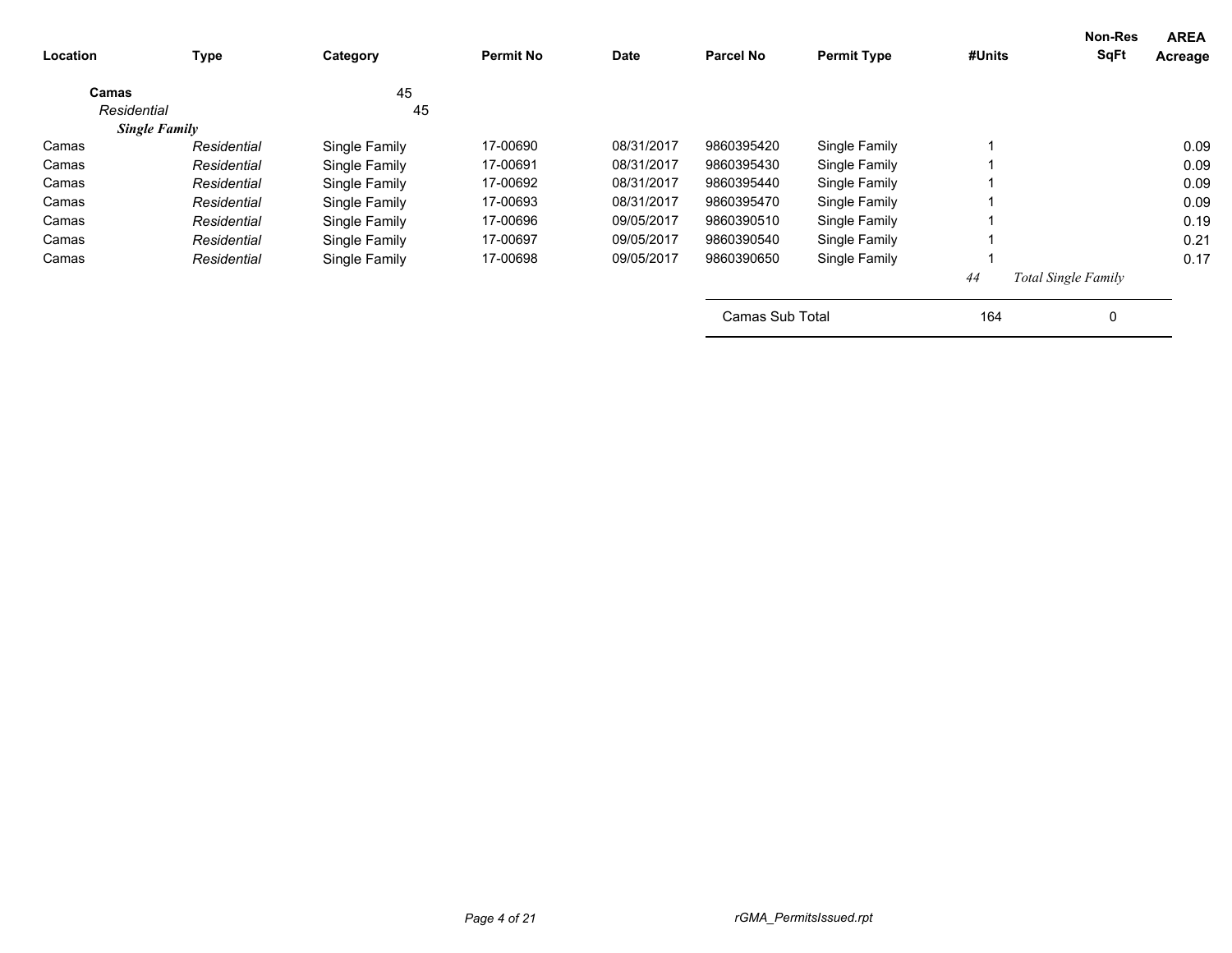| Location | Type | Category | Permit No | Date | Parcel No | Permit Type | #Units | Non-Res SqFt | AREA Acreage |
|---|---|---|---|---|---|---|---|---|---|
| **Camas** | | 45 | | | | | | | |
| *Residential* | | 45 | | | | | | | |
| ***Single Family*** | | | | | | | | | |
| Camas | *Residential* | Single Family | 17-00690 | 08/31/2017 | 9860395420 | Single Family | 1 | | 0.09 |
| Camas | *Residential* | Single Family | 17-00691 | 08/31/2017 | 9860395430 | Single Family | 1 | | 0.09 |
| Camas | *Residential* | Single Family | 17-00692 | 08/31/2017 | 9860395440 | Single Family | 1 | | 0.09 |
| Camas | *Residential* | Single Family | 17-00693 | 08/31/2017 | 9860395470 | Single Family | 1 | | 0.09 |
| Camas | *Residential* | Single Family | 17-00696 | 09/05/2017 | 9860390510 | Single Family | 1 | | 0.19 |
| Camas | *Residential* | Single Family | 17-00697 | 09/05/2017 | 9860390540 | Single Family | 1 | | 0.21 |
| Camas | *Residential* | Single Family | 17-00698 | 09/05/2017 | 9860390650 | Single Family | 1 | | 0.17 |
| | | | | | | | *44* | *Total Single Family* | |
| | | | | | Camas Sub Total | | 164 | 0 | |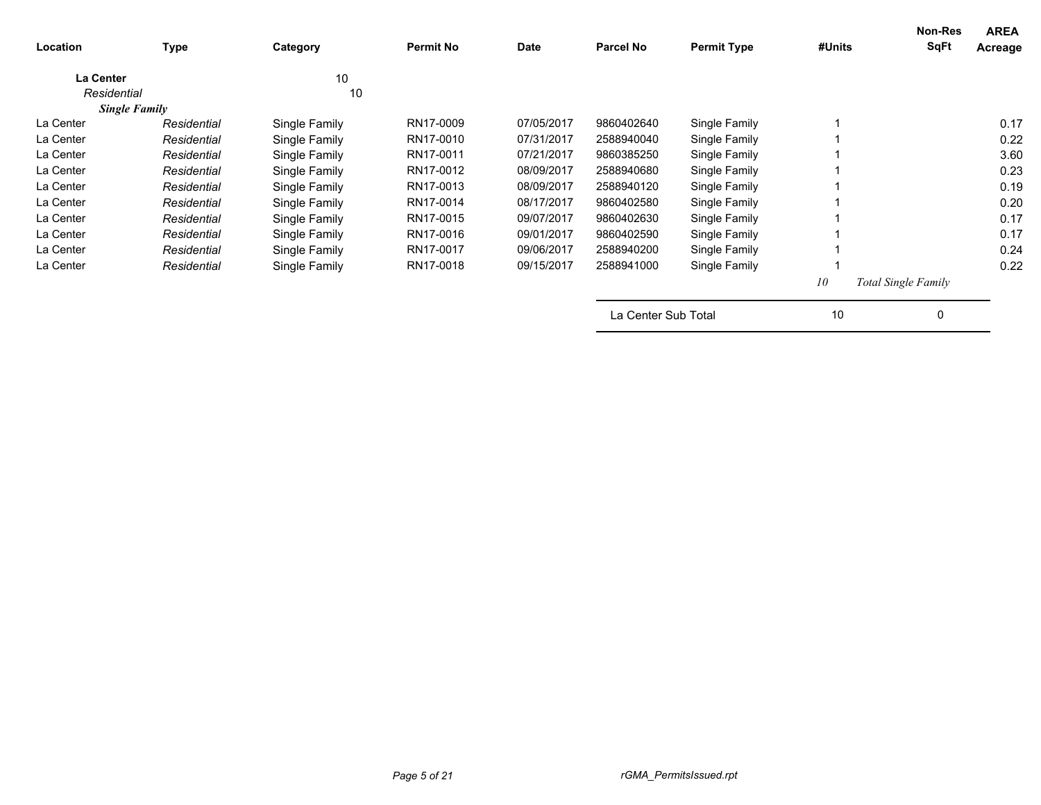| Location | Type | Category | Permit No | Date | Parcel No | Permit Type | #Units | Non-Res SqFt | AREA Acreage |
|---|---|---|---|---|---|---|---|---|---|
| **La Center** | | 10 | | | | | | | |
| *Residential* | | 10 | | | | | | | |
| ***Single Family*** | | | | | | | | | |
| La Center | *Residential* | Single Family | RN17-0009 | 07/05/2017 | 9860402640 | Single Family | 1 | | 0.17 |
| La Center | *Residential* | Single Family | RN17-0010 | 07/31/2017 | 2588940040 | Single Family | 1 | | 0.22 |
| La Center | *Residential* | Single Family | RN17-0011 | 07/21/2017 | 9860385250 | Single Family | 1 | | 3.60 |
| La Center | *Residential* | Single Family | RN17-0012 | 08/09/2017 | 2588940680 | Single Family | 1 | | 0.23 |
| La Center | *Residential* | Single Family | RN17-0013 | 08/09/2017 | 2588940120 | Single Family | 1 | | 0.19 |
| La Center | *Residential* | Single Family | RN17-0014 | 08/17/2017 | 9860402580 | Single Family | 1 | | 0.20 |
| La Center | *Residential* | Single Family | RN17-0015 | 09/07/2017 | 9860402630 | Single Family | 1 | | 0.17 |
| La Center | *Residential* | Single Family | RN17-0016 | 09/01/2017 | 9860402590 | Single Family | 1 | | 0.17 |
| La Center | *Residential* | Single Family | RN17-0017 | 09/06/2017 | 2588940200 | Single Family | 1 | | 0.24 |
| La Center | *Residential* | Single Family | RN17-0018 | 09/15/2017 | 2588941000 | Single Family | 1 | | 0.22 |
| | | | | | | | *10* | *Total Single Family* | |
| | | | | | La Center Sub Total | | 10 | 0 | |

rGMA_PermitsIssued.rpt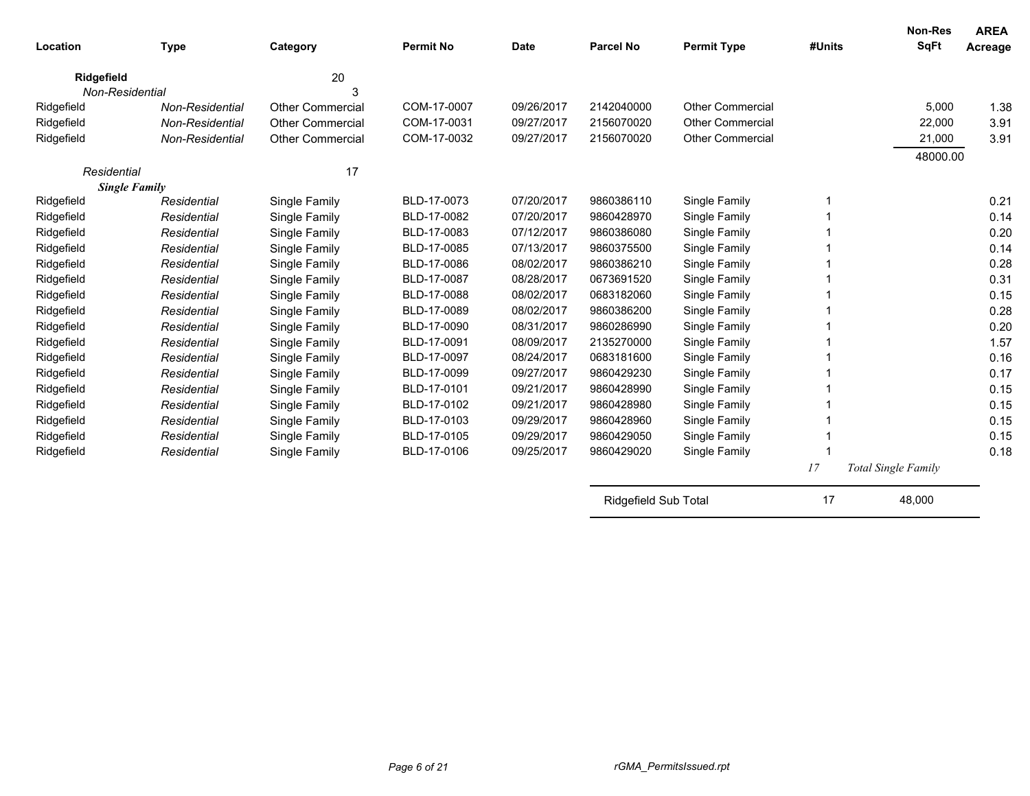| Location | Type | Category | Permit No | Date | Parcel No | Permit Type | #Units | Non-Res SqFt | AREA Acreage |
|---|---|---|---|---|---|---|---|---|---|
| **Ridgefield** | | 20 | | | | | | | |
| *Non-Residential* | | 3 | | | | | | | |
| Ridgefield | *Non-Residential* | Other Commercial | COM-17-0007 | 09/26/2017 | 2142040000 | Other Commercial | | 5,000 | 1.38 |
| Ridgefield | *Non-Residential* | Other Commercial | COM-17-0031 | 09/27/2017 | 2156070020 | Other Commercial | | 22,000 | 3.91 |
| Ridgefield | *Non-Residential* | Other Commercial | COM-17-0032 | 09/27/2017 | 2156070020 | Other Commercial | | 21,000 | 3.91 |
| | | | | | | | | 48000.00 | |
| *Residential* | | 17 | | | | | | | |
| ***Single Family*** | | | | | | | | | |
| Ridgefield | *Residential* | Single Family | BLD-17-0073 | 07/20/2017 | 9860386110 | Single Family | 1 | | 0.21 |
| Ridgefield | *Residential* | Single Family | BLD-17-0082 | 07/20/2017 | 9860428970 | Single Family | 1 | | 0.14 |
| Ridgefield | *Residential* | Single Family | BLD-17-0083 | 07/12/2017 | 9860386080 | Single Family | 1 | | 0.20 |
| Ridgefield | *Residential* | Single Family | BLD-17-0085 | 07/13/2017 | 9860375500 | Single Family | 1 | | 0.14 |
| Ridgefield | *Residential* | Single Family | BLD-17-0086 | 08/02/2017 | 9860386210 | Single Family | 1 | | 0.28 |
| Ridgefield | *Residential* | Single Family | BLD-17-0087 | 08/28/2017 | 0673691520 | Single Family | 1 | | 0.31 |
| Ridgefield | *Residential* | Single Family | BLD-17-0088 | 08/02/2017 | 0683182060 | Single Family | 1 | | 0.15 |
| Ridgefield | *Residential* | Single Family | BLD-17-0089 | 08/02/2017 | 9860386200 | Single Family | 1 | | 0.28 |
| Ridgefield | *Residential* | Single Family | BLD-17-0090 | 08/31/2017 | 9860286990 | Single Family | 1 | | 0.20 |
| Ridgefield | *Residential* | Single Family | BLD-17-0091 | 08/09/2017 | 2135270000 | Single Family | 1 | | 1.57 |
| Ridgefield | *Residential* | Single Family | BLD-17-0097 | 08/24/2017 | 0683181600 | Single Family | 1 | | 0.16 |
| Ridgefield | *Residential* | Single Family | BLD-17-0099 | 09/27/2017 | 9860429230 | Single Family | 1 | | 0.17 |
| Ridgefield | *Residential* | Single Family | BLD-17-0101 | 09/21/2017 | 9860428990 | Single Family | 1 | | 0.15 |
| Ridgefield | *Residential* | Single Family | BLD-17-0102 | 09/21/2017 | 9860428980 | Single Family | 1 | | 0.15 |
| Ridgefield | *Residential* | Single Family | BLD-17-0103 | 09/29/2017 | 9860428960 | Single Family | 1 | | 0.15 |
| Ridgefield | *Residential* | Single Family | BLD-17-0105 | 09/29/2017 | 9860429050 | Single Family | 1 | | 0.15 |
| Ridgefield | *Residential* | Single Family | BLD-17-0106 | 09/25/2017 | 9860429020 | Single Family | 1 | | 0.18 |
| | | | | | | | *17* | *Total Single Family* | |
| | | | | | Ridgefield Sub Total | | 17 | 48,000 | |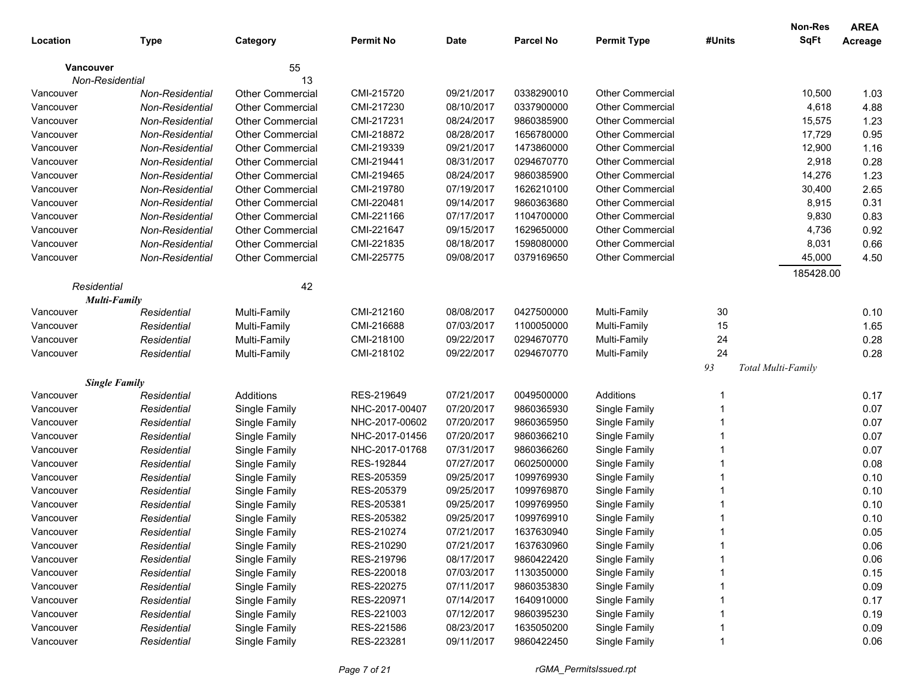| Location | Type | Category | Permit No | Date | Parcel No | Permit Type | #Units | Non-Res SqFt | AREA Acreage |
|---|---|---|---|---|---|---|---|---|---|
| **Vancouver** | | 55 | | | | | | | |
| *Non-Residential* | | 13 | | | | | | | |
| Vancouver | *Non-Residential* | Other Commercial | CMI-215720 | 09/21/2017 | 0338290010 | Other Commercial | | 10,500 | 1.03 |
| Vancouver | *Non-Residential* | Other Commercial | CMI-217230 | 08/10/2017 | 0337900000 | Other Commercial | | 4,618 | 4.88 |
| Vancouver | *Non-Residential* | Other Commercial | CMI-217231 | 08/24/2017 | 9860385900 | Other Commercial | | 15,575 | 1.23 |
| Vancouver | *Non-Residential* | Other Commercial | CMI-218872 | 08/28/2017 | 1656780000 | Other Commercial | | 17,729 | 0.95 |
| Vancouver | *Non-Residential* | Other Commercial | CMI-219339 | 09/21/2017 | 1473860000 | Other Commercial | | 12,900 | 1.16 |
| Vancouver | *Non-Residential* | Other Commercial | CMI-219441 | 08/31/2017 | 0294670770 | Other Commercial | | 2,918 | 0.28 |
| Vancouver | *Non-Residential* | Other Commercial | CMI-219465 | 08/24/2017 | 9860385900 | Other Commercial | | 14,276 | 1.23 |
| Vancouver | *Non-Residential* | Other Commercial | CMI-219780 | 07/19/2017 | 1626210100 | Other Commercial | | 30,400 | 2.65 |
| Vancouver | *Non-Residential* | Other Commercial | CMI-220481 | 09/14/2017 | 9860363680 | Other Commercial | | 8,915 | 0.31 |
| Vancouver | *Non-Residential* | Other Commercial | CMI-221166 | 07/17/2017 | 1104700000 | Other Commercial | | 9,830 | 0.83 |
| Vancouver | *Non-Residential* | Other Commercial | CMI-221647 | 09/15/2017 | 1629650000 | Other Commercial | | 4,736 | 0.92 |
| Vancouver | *Non-Residential* | Other Commercial | CMI-221835 | 08/18/2017 | 1598080000 | Other Commercial | | 8,031 | 0.66 |
| Vancouver | *Non-Residential* | Other Commercial | CMI-225775 | 09/08/2017 | 0379169650 | Other Commercial | | 45,000 | 4.50 |
| | | | | | | | | 185428.00 | |
| *Residential* | | 42 | | | | | | | |
| ***Multi-Family*** | | | | | | | | | |
| Vancouver | *Residential* | Multi-Family | CMI-212160 | 08/08/2017 | 0427500000 | Multi-Family | 30 | | 0.10 |
| Vancouver | *Residential* | Multi-Family | CMI-216688 | 07/03/2017 | 1100050000 | Multi-Family | 15 | | 1.65 |
| Vancouver | *Residential* | Multi-Family | CMI-218100 | 09/22/2017 | 0294670770 | Multi-Family | 24 | | 0.28 |
| Vancouver | *Residential* | Multi-Family | CMI-218102 | 09/22/2017 | 0294670770 | Multi-Family | 24 | | 0.28 |
| | | | | | | | *93* | *Total Multi-Family* | |
| ***Single Family*** | | | | | | | | | |
| Vancouver | *Residential* | Additions | RES-219649 | 07/21/2017 | 0049500000 | Additions | 1 | | 0.17 |
| Vancouver | *Residential* | Single Family | NHC-2017-00407 | 07/20/2017 | 9860365930 | Single Family | 1 | | 0.07 |
| Vancouver | *Residential* | Single Family | NHC-2017-00602 | 07/20/2017 | 9860365950 | Single Family | 1 | | 0.07 |
| Vancouver | *Residential* | Single Family | NHC-2017-01456 | 07/20/2017 | 9860366210 | Single Family | 1 | | 0.07 |
| Vancouver | *Residential* | Single Family | NHC-2017-01768 | 07/31/2017 | 9860366260 | Single Family | 1 | | 0.07 |
| Vancouver | *Residential* | Single Family | RES-192844 | 07/27/2017 | 0602500000 | Single Family | 1 | | 0.08 |
| Vancouver | *Residential* | Single Family | RES-205359 | 09/25/2017 | 1099769930 | Single Family | 1 | | 0.10 |
| Vancouver | *Residential* | Single Family | RES-205379 | 09/25/2017 | 1099769870 | Single Family | 1 | | 0.10 |
| Vancouver | *Residential* | Single Family | RES-205381 | 09/25/2017 | 1099769950 | Single Family | 1 | | 0.10 |
| Vancouver | *Residential* | Single Family | RES-205382 | 09/25/2017 | 1099769910 | Single Family | 1 | | 0.10 |
| Vancouver | *Residential* | Single Family | RES-210274 | 07/21/2017 | 1637630940 | Single Family | 1 | | 0.05 |
| Vancouver | *Residential* | Single Family | RES-210290 | 07/21/2017 | 1637630960 | Single Family | 1 | | 0.06 |
| Vancouver | *Residential* | Single Family | RES-219796 | 08/17/2017 | 9860422420 | Single Family | 1 | | 0.06 |
| Vancouver | *Residential* | Single Family | RES-220018 | 07/03/2017 | 1130350000 | Single Family | 1 | | 0.15 |
| Vancouver | *Residential* | Single Family | RES-220275 | 07/11/2017 | 9860353830 | Single Family | 1 | | 0.09 |
| Vancouver | *Residential* | Single Family | RES-220971 | 07/14/2017 | 1640910000 | Single Family | 1 | | 0.17 |
| Vancouver | *Residential* | Single Family | RES-221003 | 07/12/2017 | 9860395230 | Single Family | 1 | | 0.19 |
| Vancouver | *Residential* | Single Family | RES-221586 | 08/23/2017 | 1635050200 | Single Family | 1 | | 0.09 |
| Vancouver | *Residential* | Single Family | RES-223281 | 09/11/2017 | 9860422450 | Single Family | 1 | | 0.06 |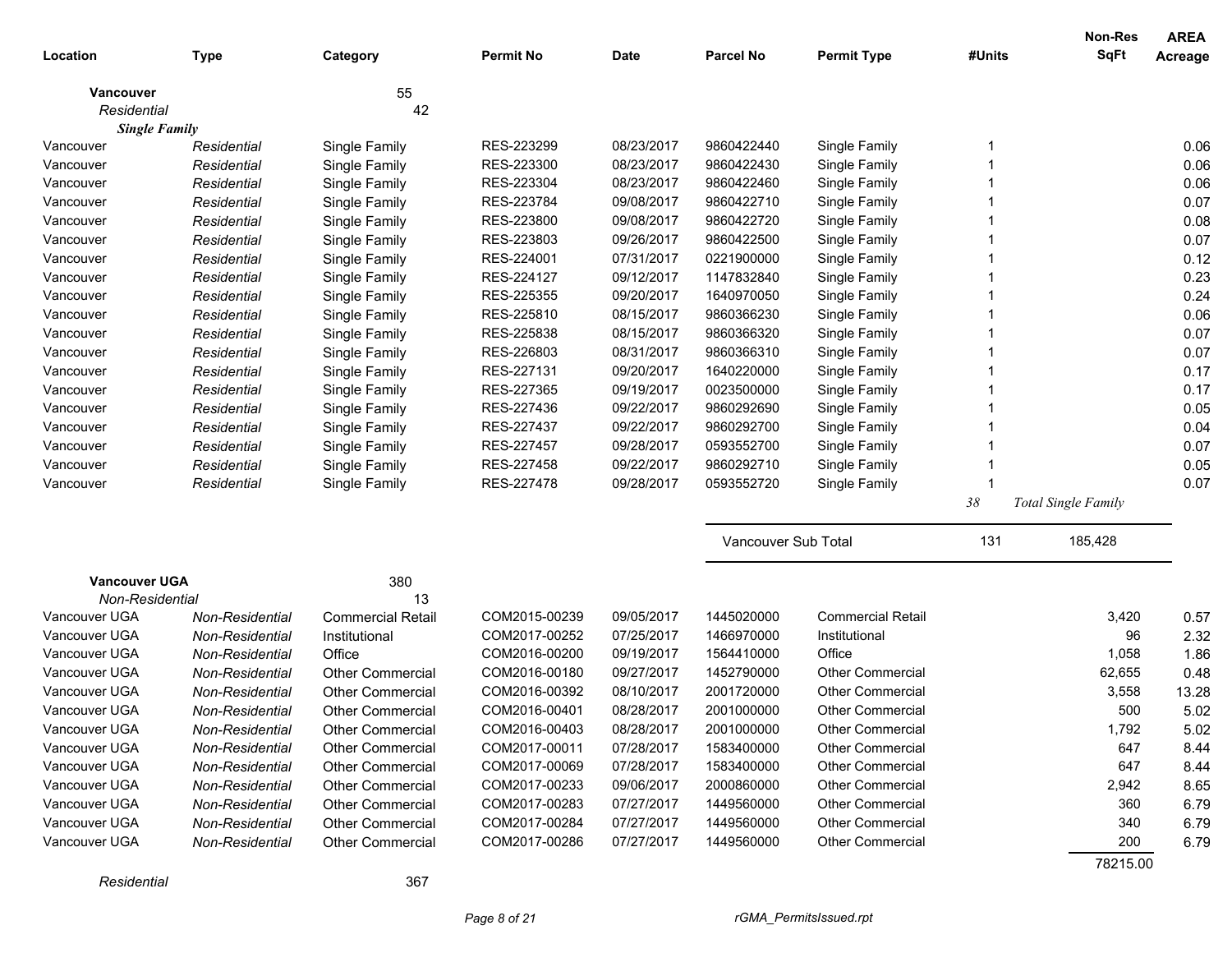| Location | Type | Category | Permit No | Date | Parcel No | Permit Type | #Units | Non-Res SqFt | AREA Acreage |
|---|---|---|---|---|---|---|---|---|---|
| **Vancouver** | | 55 | | | | | | | |
| *Residential* | | 42 | | | | | | | |
| ***Single Family*** | | | | | | | | | |
| Vancouver | *Residential* | Single Family | RES-223299 | 08/23/2017 | 9860422440 | Single Family | 1 | | 0.06 |
| Vancouver | *Residential* | Single Family | RES-223300 | 08/23/2017 | 9860422430 | Single Family | 1 | | 0.06 |
| Vancouver | *Residential* | Single Family | RES-223304 | 08/23/2017 | 9860422460 | Single Family | 1 | | 0.06 |
| Vancouver | *Residential* | Single Family | RES-223784 | 09/08/2017 | 9860422710 | Single Family | 1 | | 0.07 |
| Vancouver | *Residential* | Single Family | RES-223800 | 09/08/2017 | 9860422720 | Single Family | 1 | | 0.08 |
| Vancouver | *Residential* | Single Family | RES-223803 | 09/26/2017 | 9860422500 | Single Family | 1 | | 0.07 |
| Vancouver | *Residential* | Single Family | RES-224001 | 07/31/2017 | 0221900000 | Single Family | 1 | | 0.12 |
| Vancouver | *Residential* | Single Family | RES-224127 | 09/12/2017 | 1147832840 | Single Family | 1 | | 0.23 |
| Vancouver | *Residential* | Single Family | RES-225355 | 09/20/2017 | 1640970050 | Single Family | 1 | | 0.24 |
| Vancouver | *Residential* | Single Family | RES-225810 | 08/15/2017 | 9860366230 | Single Family | 1 | | 0.06 |
| Vancouver | *Residential* | Single Family | RES-225838 | 08/15/2017 | 9860366320 | Single Family | 1 | | 0.07 |
| Vancouver | *Residential* | Single Family | RES-226803 | 08/31/2017 | 9860366310 | Single Family | 1 | | 0.07 |
| Vancouver | *Residential* | Single Family | RES-227131 | 09/20/2017 | 1640220000 | Single Family | 1 | | 0.17 |
| Vancouver | *Residential* | Single Family | RES-227365 | 09/19/2017 | 0023500000 | Single Family | 1 | | 0.17 |
| Vancouver | *Residential* | Single Family | RES-227436 | 09/22/2017 | 9860292690 | Single Family | 1 | | 0.05 |
| Vancouver | *Residential* | Single Family | RES-227437 | 09/22/2017 | 9860292700 | Single Family | 1 | | 0.04 |
| Vancouver | *Residential* | Single Family | RES-227457 | 09/28/2017 | 0593552700 | Single Family | 1 | | 0.07 |
| Vancouver | *Residential* | Single Family | RES-227458 | 09/22/2017 | 9860292710 | Single Family | 1 | | 0.05 |
| Vancouver | *Residential* | Single Family | RES-227478 | 09/28/2017 | 0593552720 | Single Family | 1 | | 0.07 |
| | | | | | | | *38* | *Total Single Family* | |
| | | | | | Vancouver Sub Total | | 131 | 185,428 | |
| **Vancouver UGA** | | 380 | | | | | | | |
| *Non-Residential* | | 13 | | | | | | | |
| Vancouver UGA | *Non-Residential* | Commercial Retail | COM2015-00239 | 09/05/2017 | 1445020000 | Commercial Retail | | 3,420 | 0.57 |
| Vancouver UGA | *Non-Residential* | Institutional | COM2017-00252 | 07/25/2017 | 1466970000 | Institutional | | 96 | 2.32 |
| Vancouver UGA | *Non-Residential* | Office | COM2016-00200 | 09/19/2017 | 1564410000 | Office | | 1,058 | 1.86 |
| Vancouver UGA | *Non-Residential* | Other Commercial | COM2016-00180 | 09/27/2017 | 1452790000 | Other Commercial | | 62,655 | 0.48 |
| Vancouver UGA | *Non-Residential* | Other Commercial | COM2016-00392 | 08/10/2017 | 2001720000 | Other Commercial | | 3,558 | 13.28 |
| Vancouver UGA | *Non-Residential* | Other Commercial | COM2016-00401 | 08/28/2017 | 2001000000 | Other Commercial | | 500 | 5.02 |
| Vancouver UGA | *Non-Residential* | Other Commercial | COM2016-00403 | 08/28/2017 | 2001000000 | Other Commercial | | 1,792 | 5.02 |
| Vancouver UGA | *Non-Residential* | Other Commercial | COM2017-00011 | 07/28/2017 | 1583400000 | Other Commercial | | 647 | 8.44 |
| Vancouver UGA | *Non-Residential* | Other Commercial | COM2017-00069 | 07/28/2017 | 1583400000 | Other Commercial | | 647 | 8.44 |
| Vancouver UGA | *Non-Residential* | Other Commercial | COM2017-00233 | 09/06/2017 | 2000860000 | Other Commercial | | 2,942 | 8.65 |
| Vancouver UGA | *Non-Residential* | Other Commercial | COM2017-00283 | 07/27/2017 | 1449560000 | Other Commercial | | 360 | 6.79 |
| Vancouver UGA | *Non-Residential* | Other Commercial | COM2017-00284 | 07/27/2017 | 1449560000 | Other Commercial | | 340 | 6.79 |
| Vancouver UGA | *Non-Residential* | Other Commercial | COM2017-00286 | 07/27/2017 | 1449560000 | Other Commercial | | 200 | 6.79 |
| | | | | | | | | 78215.00 | |
| *Residential* | | 367 | | | | | | | |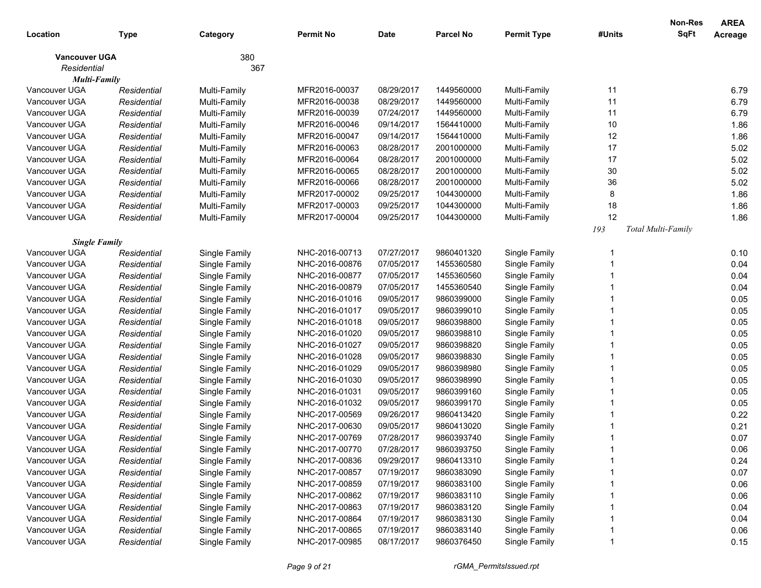| Location | Type | Category | Permit No | Date | Parcel No | Permit Type | #Units | Non-Res SqFt | AREA Acreage |
|---|---|---|---|---|---|---|---|---|---|
| **Vancouver UGA** | | 380 | | | | | | | |
| *Residential* | | 367 | | | | | | | |
| ***Multi-Family*** | | | | | | | | | |
| Vancouver UGA | *Residential* | Multi-Family | MFR2016-00037 | 08/29/2017 | 1449560000 | Multi-Family | 11 | | 6.79 |
| Vancouver UGA | *Residential* | Multi-Family | MFR2016-00038 | 08/29/2017 | 1449560000 | Multi-Family | 11 | | 6.79 |
| Vancouver UGA | *Residential* | Multi-Family | MFR2016-00039 | 07/24/2017 | 1449560000 | Multi-Family | 11 | | 6.79 |
| Vancouver UGA | *Residential* | Multi-Family | MFR2016-00046 | 09/14/2017 | 1564410000 | Multi-Family | 10 | | 1.86 |
| Vancouver UGA | *Residential* | Multi-Family | MFR2016-00047 | 09/14/2017 | 1564410000 | Multi-Family | 12 | | 1.86 |
| Vancouver UGA | *Residential* | Multi-Family | MFR2016-00063 | 08/28/2017 | 2001000000 | Multi-Family | 17 | | 5.02 |
| Vancouver UGA | *Residential* | Multi-Family | MFR2016-00064 | 08/28/2017 | 2001000000 | Multi-Family | 17 | | 5.02 |
| Vancouver UGA | *Residential* | Multi-Family | MFR2016-00065 | 08/28/2017 | 2001000000 | Multi-Family | 30 | | 5.02 |
| Vancouver UGA | *Residential* | Multi-Family | MFR2016-00066 | 08/28/2017 | 2001000000 | Multi-Family | 36 | | 5.02 |
| Vancouver UGA | *Residential* | Multi-Family | MFR2017-00002 | 09/25/2017 | 1044300000 | Multi-Family | 8 | | 1.86 |
| Vancouver UGA | *Residential* | Multi-Family | MFR2017-00003 | 09/25/2017 | 1044300000 | Multi-Family | 18 | | 1.86 |
| Vancouver UGA | *Residential* | Multi-Family | MFR2017-00004 | 09/25/2017 | 1044300000 | Multi-Family | 12 | | 1.86 |
| | | | | | | | *193* | *Total Multi-Family* | |
| ***Single Family*** | | | | | | | | | |
| Vancouver UGA | *Residential* | Single Family | NHC-2016-00713 | 07/27/2017 | 9860401320 | Single Family | 1 | | 0.10 |
| Vancouver UGA | *Residential* | Single Family | NHC-2016-00876 | 07/05/2017 | 1455360580 | Single Family | 1 | | 0.04 |
| Vancouver UGA | *Residential* | Single Family | NHC-2016-00877 | 07/05/2017 | 1455360560 | Single Family | 1 | | 0.04 |
| Vancouver UGA | *Residential* | Single Family | NHC-2016-00879 | 07/05/2017 | 1455360540 | Single Family | 1 | | 0.04 |
| Vancouver UGA | *Residential* | Single Family | NHC-2016-01016 | 09/05/2017 | 9860399000 | Single Family | 1 | | 0.05 |
| Vancouver UGA | *Residential* | Single Family | NHC-2016-01017 | 09/05/2017 | 9860399010 | Single Family | 1 | | 0.05 |
| Vancouver UGA | *Residential* | Single Family | NHC-2016-01018 | 09/05/2017 | 9860398800 | Single Family | 1 | | 0.05 |
| Vancouver UGA | *Residential* | Single Family | NHC-2016-01020 | 09/05/2017 | 9860398810 | Single Family | 1 | | 0.05 |
| Vancouver UGA | *Residential* | Single Family | NHC-2016-01027 | 09/05/2017 | 9860398820 | Single Family | 1 | | 0.05 |
| Vancouver UGA | *Residential* | Single Family | NHC-2016-01028 | 09/05/2017 | 9860398830 | Single Family | 1 | | 0.05 |
| Vancouver UGA | *Residential* | Single Family | NHC-2016-01029 | 09/05/2017 | 9860398980 | Single Family | 1 | | 0.05 |
| Vancouver UGA | *Residential* | Single Family | NHC-2016-01030 | 09/05/2017 | 9860398990 | Single Family | 1 | | 0.05 |
| Vancouver UGA | *Residential* | Single Family | NHC-2016-01031 | 09/05/2017 | 9860399160 | Single Family | 1 | | 0.05 |
| Vancouver UGA | *Residential* | Single Family | NHC-2016-01032 | 09/05/2017 | 9860399170 | Single Family | 1 | | 0.05 |
| Vancouver UGA | *Residential* | Single Family | NHC-2017-00569 | 09/26/2017 | 9860413420 | Single Family | 1 | | 0.22 |
| Vancouver UGA | *Residential* | Single Family | NHC-2017-00630 | 09/05/2017 | 9860413020 | Single Family | 1 | | 0.21 |
| Vancouver UGA | *Residential* | Single Family | NHC-2017-00769 | 07/28/2017 | 9860393740 | Single Family | 1 | | 0.07 |
| Vancouver UGA | *Residential* | Single Family | NHC-2017-00770 | 07/28/2017 | 9860393750 | Single Family | 1 | | 0.06 |
| Vancouver UGA | *Residential* | Single Family | NHC-2017-00836 | 09/29/2017 | 9860413310 | Single Family | 1 | | 0.24 |
| Vancouver UGA | *Residential* | Single Family | NHC-2017-00857 | 07/19/2017 | 9860383090 | Single Family | 1 | | 0.07 |
| Vancouver UGA | *Residential* | Single Family | NHC-2017-00859 | 07/19/2017 | 9860383100 | Single Family | 1 | | 0.06 |
| Vancouver UGA | *Residential* | Single Family | NHC-2017-00862 | 07/19/2017 | 9860383110 | Single Family | 1 | | 0.06 |
| Vancouver UGA | *Residential* | Single Family | NHC-2017-00863 | 07/19/2017 | 9860383120 | Single Family | 1 | | 0.04 |
| Vancouver UGA | *Residential* | Single Family | NHC-2017-00864 | 07/19/2017 | 9860383130 | Single Family | 1 | | 0.04 |
| Vancouver UGA | *Residential* | Single Family | NHC-2017-00865 | 07/19/2017 | 9860383140 | Single Family | 1 | | 0.06 |
| Vancouver UGA | *Residential* | Single Family | NHC-2017-00985 | 08/17/2017 | 9860376450 | Single Family | 1 | | 0.15 |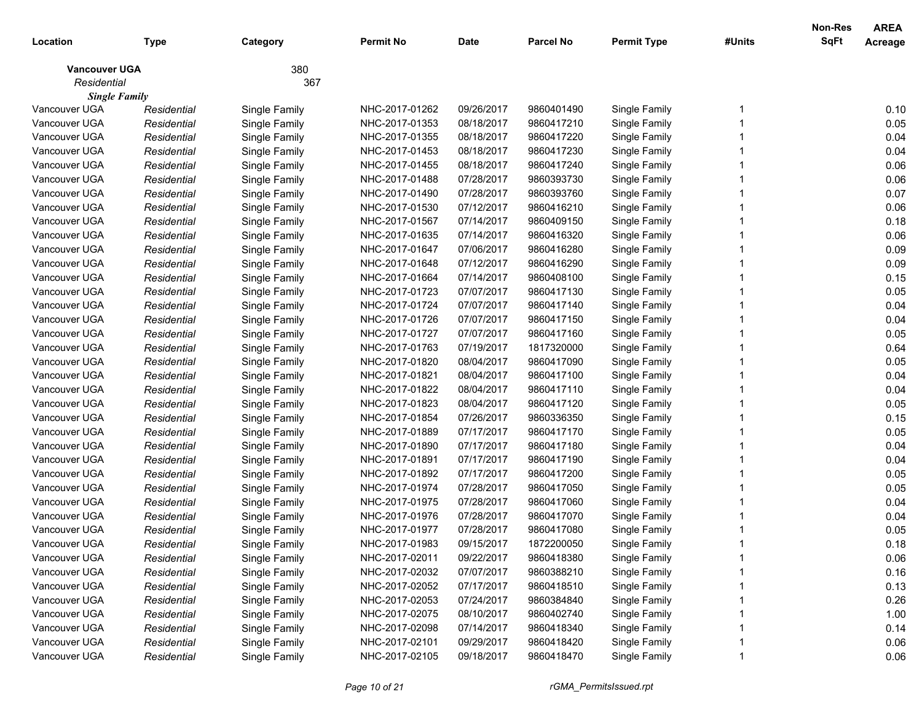| Location | Type | Category | Permit No | Date | Parcel No | Permit Type | #Units | Non-Res SqFt | AREA Acreage |
|---|---|---|---|---|---|---|---|---|---|
| **Vancouver UGA** | | 380 | | | | | | | |
| *Residential* | | 367 | | | | | | | |
| ***Single Family*** | | | | | | | | | |
| Vancouver UGA | *Residential* | Single Family | NHC-2017-01262 | 09/26/2017 | 9860401490 | Single Family | 1 | | 0.10 |
| Vancouver UGA | *Residential* | Single Family | NHC-2017-01353 | 08/18/2017 | 9860417210 | Single Family | 1 | | 0.05 |
| Vancouver UGA | *Residential* | Single Family | NHC-2017-01355 | 08/18/2017 | 9860417220 | Single Family | 1 | | 0.04 |
| Vancouver UGA | *Residential* | Single Family | NHC-2017-01453 | 08/18/2017 | 9860417230 | Single Family | 1 | | 0.04 |
| Vancouver UGA | *Residential* | Single Family | NHC-2017-01455 | 08/18/2017 | 9860417240 | Single Family | 1 | | 0.06 |
| Vancouver UGA | *Residential* | Single Family | NHC-2017-01488 | 07/28/2017 | 9860393730 | Single Family | 1 | | 0.06 |
| Vancouver UGA | *Residential* | Single Family | NHC-2017-01490 | 07/28/2017 | 9860393760 | Single Family | 1 | | 0.07 |
| Vancouver UGA | *Residential* | Single Family | NHC-2017-01530 | 07/12/2017 | 9860416210 | Single Family | 1 | | 0.06 |
| Vancouver UGA | *Residential* | Single Family | NHC-2017-01567 | 07/14/2017 | 9860409150 | Single Family | 1 | | 0.18 |
| Vancouver UGA | *Residential* | Single Family | NHC-2017-01635 | 07/14/2017 | 9860416320 | Single Family | 1 | | 0.06 |
| Vancouver UGA | *Residential* | Single Family | NHC-2017-01647 | 07/06/2017 | 9860416280 | Single Family | 1 | | 0.09 |
| Vancouver UGA | *Residential* | Single Family | NHC-2017-01648 | 07/12/2017 | 9860416290 | Single Family | 1 | | 0.09 |
| Vancouver UGA | *Residential* | Single Family | NHC-2017-01664 | 07/14/2017 | 9860408100 | Single Family | 1 | | 0.15 |
| Vancouver UGA | *Residential* | Single Family | NHC-2017-01723 | 07/07/2017 | 9860417130 | Single Family | 1 | | 0.05 |
| Vancouver UGA | *Residential* | Single Family | NHC-2017-01724 | 07/07/2017 | 9860417140 | Single Family | 1 | | 0.04 |
| Vancouver UGA | *Residential* | Single Family | NHC-2017-01726 | 07/07/2017 | 9860417150 | Single Family | 1 | | 0.04 |
| Vancouver UGA | *Residential* | Single Family | NHC-2017-01727 | 07/07/2017 | 9860417160 | Single Family | 1 | | 0.05 |
| Vancouver UGA | *Residential* | Single Family | NHC-2017-01763 | 07/19/2017 | 1817320000 | Single Family | 1 | | 0.64 |
| Vancouver UGA | *Residential* | Single Family | NHC-2017-01820 | 08/04/2017 | 9860417090 | Single Family | 1 | | 0.05 |
| Vancouver UGA | *Residential* | Single Family | NHC-2017-01821 | 08/04/2017 | 9860417100 | Single Family | 1 | | 0.04 |
| Vancouver UGA | *Residential* | Single Family | NHC-2017-01822 | 08/04/2017 | 9860417110 | Single Family | 1 | | 0.04 |
| Vancouver UGA | *Residential* | Single Family | NHC-2017-01823 | 08/04/2017 | 9860417120 | Single Family | 1 | | 0.05 |
| Vancouver UGA | *Residential* | Single Family | NHC-2017-01854 | 07/26/2017 | 9860336350 | Single Family | 1 | | 0.15 |
| Vancouver UGA | *Residential* | Single Family | NHC-2017-01889 | 07/17/2017 | 9860417170 | Single Family | 1 | | 0.05 |
| Vancouver UGA | *Residential* | Single Family | NHC-2017-01890 | 07/17/2017 | 9860417180 | Single Family | 1 | | 0.04 |
| Vancouver UGA | *Residential* | Single Family | NHC-2017-01891 | 07/17/2017 | 9860417190 | Single Family | 1 | | 0.04 |
| Vancouver UGA | *Residential* | Single Family | NHC-2017-01892 | 07/17/2017 | 9860417200 | Single Family | 1 | | 0.05 |
| Vancouver UGA | *Residential* | Single Family | NHC-2017-01974 | 07/28/2017 | 9860417050 | Single Family | 1 | | 0.05 |
| Vancouver UGA | *Residential* | Single Family | NHC-2017-01975 | 07/28/2017 | 9860417060 | Single Family | 1 | | 0.04 |
| Vancouver UGA | *Residential* | Single Family | NHC-2017-01976 | 07/28/2017 | 9860417070 | Single Family | 1 | | 0.04 |
| Vancouver UGA | *Residential* | Single Family | NHC-2017-01977 | 07/28/2017 | 9860417080 | Single Family | 1 | | 0.05 |
| Vancouver UGA | *Residential* | Single Family | NHC-2017-01983 | 09/15/2017 | 1872200050 | Single Family | 1 | | 0.18 |
| Vancouver UGA | *Residential* | Single Family | NHC-2017-02011 | 09/22/2017 | 9860418380 | Single Family | 1 | | 0.06 |
| Vancouver UGA | *Residential* | Single Family | NHC-2017-02032 | 07/07/2017 | 9860388210 | Single Family | 1 | | 0.16 |
| Vancouver UGA | *Residential* | Single Family | NHC-2017-02052 | 07/17/2017 | 9860418510 | Single Family | 1 | | 0.13 |
| Vancouver UGA | *Residential* | Single Family | NHC-2017-02053 | 07/24/2017 | 9860384840 | Single Family | 1 | | 0.26 |
| Vancouver UGA | *Residential* | Single Family | NHC-2017-02075 | 08/10/2017 | 9860402740 | Single Family | 1 | | 1.00 |
| Vancouver UGA | *Residential* | Single Family | NHC-2017-02098 | 07/14/2017 | 9860418340 | Single Family | 1 | | 0.14 |
| Vancouver UGA | *Residential* | Single Family | NHC-2017-02101 | 09/29/2017 | 9860418420 | Single Family | 1 | | 0.06 |
| Vancouver UGA | *Residential* | Single Family | NHC-2017-02105 | 09/18/2017 | 9860418470 | Single Family | 1 | | 0.06 |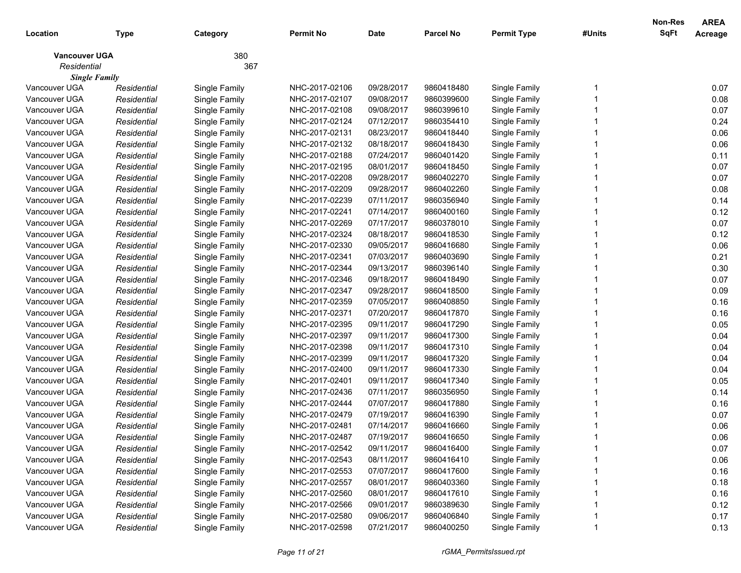| Location | Type | Category | Permit No | Date | Parcel No | Permit Type | #Units | Non-Res SqFt | AREA Acreage |
|---|---|---|---|---|---|---|---|---|---|
| **Vancouver UGA** | | 380 | | | | | | | |
| *Residential* | | 367 | | | | | | | |
| ***Single Family*** | | | | | | | | | |
| Vancouver UGA | *Residential* | Single Family | NHC-2017-02106 | 09/28/2017 | 9860418480 | Single Family | 1 | | 0.07 |
| Vancouver UGA | *Residential* | Single Family | NHC-2017-02107 | 09/08/2017 | 9860399600 | Single Family | 1 | | 0.08 |
| Vancouver UGA | *Residential* | Single Family | NHC-2017-02108 | 09/08/2017 | 9860399610 | Single Family | 1 | | 0.07 |
| Vancouver UGA | *Residential* | Single Family | NHC-2017-02124 | 07/12/2017 | 9860354410 | Single Family | 1 | | 0.24 |
| Vancouver UGA | *Residential* | Single Family | NHC-2017-02131 | 08/23/2017 | 9860418440 | Single Family | 1 | | 0.06 |
| Vancouver UGA | *Residential* | Single Family | NHC-2017-02132 | 08/18/2017 | 9860418430 | Single Family | 1 | | 0.06 |
| Vancouver UGA | *Residential* | Single Family | NHC-2017-02188 | 07/24/2017 | 9860401420 | Single Family | 1 | | 0.11 |
| Vancouver UGA | *Residential* | Single Family | NHC-2017-02195 | 08/01/2017 | 9860418450 | Single Family | 1 | | 0.07 |
| Vancouver UGA | *Residential* | Single Family | NHC-2017-02208 | 09/28/2017 | 9860402270 | Single Family | 1 | | 0.07 |
| Vancouver UGA | *Residential* | Single Family | NHC-2017-02209 | 09/28/2017 | 9860402260 | Single Family | 1 | | 0.08 |
| Vancouver UGA | *Residential* | Single Family | NHC-2017-02239 | 07/11/2017 | 9860356940 | Single Family | 1 | | 0.14 |
| Vancouver UGA | *Residential* | Single Family | NHC-2017-02241 | 07/14/2017 | 9860400160 | Single Family | 1 | | 0.12 |
| Vancouver UGA | *Residential* | Single Family | NHC-2017-02269 | 07/17/2017 | 9860378010 | Single Family | 1 | | 0.07 |
| Vancouver UGA | *Residential* | Single Family | NHC-2017-02324 | 08/18/2017 | 9860418530 | Single Family | 1 | | 0.12 |
| Vancouver UGA | *Residential* | Single Family | NHC-2017-02330 | 09/05/2017 | 9860416680 | Single Family | 1 | | 0.06 |
| Vancouver UGA | *Residential* | Single Family | NHC-2017-02341 | 07/03/2017 | 9860403690 | Single Family | 1 | | 0.21 |
| Vancouver UGA | *Residential* | Single Family | NHC-2017-02344 | 09/13/2017 | 9860396140 | Single Family | 1 | | 0.30 |
| Vancouver UGA | *Residential* | Single Family | NHC-2017-02346 | 09/18/2017 | 9860418490 | Single Family | 1 | | 0.07 |
| Vancouver UGA | *Residential* | Single Family | NHC-2017-02347 | 09/28/2017 | 9860418500 | Single Family | 1 | | 0.09 |
| Vancouver UGA | *Residential* | Single Family | NHC-2017-02359 | 07/05/2017 | 9860408850 | Single Family | 1 | | 0.16 |
| Vancouver UGA | *Residential* | Single Family | NHC-2017-02371 | 07/20/2017 | 9860417870 | Single Family | 1 | | 0.16 |
| Vancouver UGA | *Residential* | Single Family | NHC-2017-02395 | 09/11/2017 | 9860417290 | Single Family | 1 | | 0.05 |
| Vancouver UGA | *Residential* | Single Family | NHC-2017-02397 | 09/11/2017 | 9860417300 | Single Family | 1 | | 0.04 |
| Vancouver UGA | *Residential* | Single Family | NHC-2017-02398 | 09/11/2017 | 9860417310 | Single Family | 1 | | 0.04 |
| Vancouver UGA | *Residential* | Single Family | NHC-2017-02399 | 09/11/2017 | 9860417320 | Single Family | 1 | | 0.04 |
| Vancouver UGA | *Residential* | Single Family | NHC-2017-02400 | 09/11/2017 | 9860417330 | Single Family | 1 | | 0.04 |
| Vancouver UGA | *Residential* | Single Family | NHC-2017-02401 | 09/11/2017 | 9860417340 | Single Family | 1 | | 0.05 |
| Vancouver UGA | *Residential* | Single Family | NHC-2017-02436 | 07/11/2017 | 9860356950 | Single Family | 1 | | 0.14 |
| Vancouver UGA | *Residential* | Single Family | NHC-2017-02444 | 07/07/2017 | 9860417880 | Single Family | 1 | | 0.16 |
| Vancouver UGA | *Residential* | Single Family | NHC-2017-02479 | 07/19/2017 | 9860416390 | Single Family | 1 | | 0.07 |
| Vancouver UGA | *Residential* | Single Family | NHC-2017-02481 | 07/14/2017 | 9860416660 | Single Family | 1 | | 0.06 |
| Vancouver UGA | *Residential* | Single Family | NHC-2017-02487 | 07/19/2017 | 9860416650 | Single Family | 1 | | 0.06 |
| Vancouver UGA | *Residential* | Single Family | NHC-2017-02542 | 09/11/2017 | 9860416400 | Single Family | 1 | | 0.07 |
| Vancouver UGA | *Residential* | Single Family | NHC-2017-02543 | 08/11/2017 | 9860416410 | Single Family | 1 | | 0.06 |
| Vancouver UGA | *Residential* | Single Family | NHC-2017-02553 | 07/07/2017 | 9860417600 | Single Family | 1 | | 0.16 |
| Vancouver UGA | *Residential* | Single Family | NHC-2017-02557 | 08/01/2017 | 9860403360 | Single Family | 1 | | 0.18 |
| Vancouver UGA | *Residential* | Single Family | NHC-2017-02560 | 08/01/2017 | 9860417610 | Single Family | 1 | | 0.16 |
| Vancouver UGA | *Residential* | Single Family | NHC-2017-02566 | 09/01/2017 | 9860389630 | Single Family | 1 | | 0.12 |
| Vancouver UGA | *Residential* | Single Family | NHC-2017-02580 | 09/06/2017 | 9860406840 | Single Family | 1 | | 0.17 |
| Vancouver UGA | *Residential* | Single Family | NHC-2017-02598 | 07/21/2017 | 9860400250 | Single Family | 1 | | 0.13 |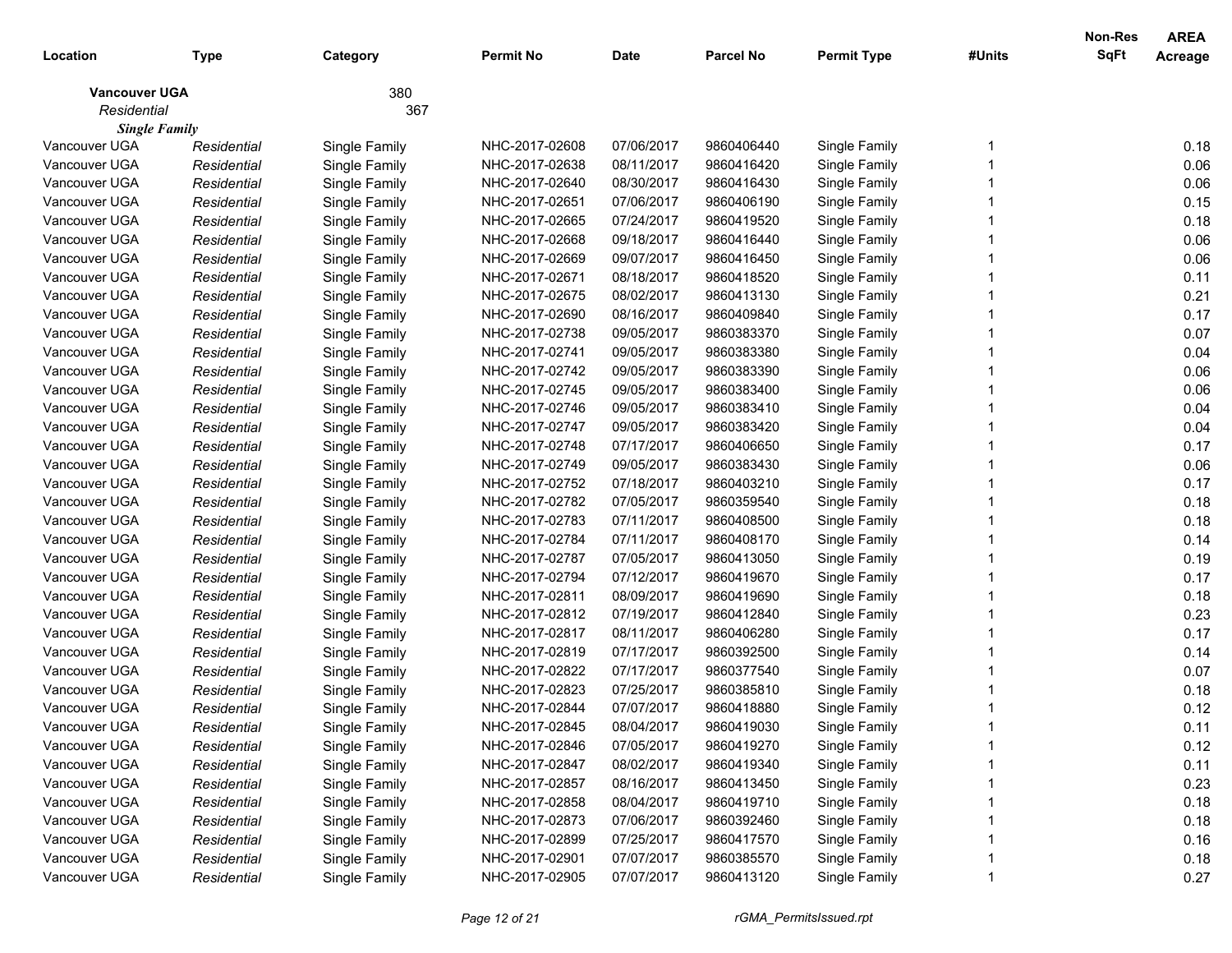| Location | Type | Category | Permit No | Date | Parcel No | Permit Type | #Units | Non-Res SqFt | AREA Acreage |
|---|---|---|---|---|---|---|---|---|---|
| **Vancouver UGA** | | 380 | | | | | | | |
| *Residential* | | 367 | | | | | | | |
| ***Single Family*** | | | | | | | | | |
| Vancouver UGA | *Residential* | Single Family | NHC-2017-02608 | 07/06/2017 | 9860406440 | Single Family | 1 | | 0.18 |
| Vancouver UGA | *Residential* | Single Family | NHC-2017-02638 | 08/11/2017 | 9860416420 | Single Family | 1 | | 0.06 |
| Vancouver UGA | *Residential* | Single Family | NHC-2017-02640 | 08/30/2017 | 9860416430 | Single Family | 1 | | 0.06 |
| Vancouver UGA | *Residential* | Single Family | NHC-2017-02651 | 07/06/2017 | 9860406190 | Single Family | 1 | | 0.15 |
| Vancouver UGA | *Residential* | Single Family | NHC-2017-02665 | 07/24/2017 | 9860419520 | Single Family | 1 | | 0.18 |
| Vancouver UGA | *Residential* | Single Family | NHC-2017-02668 | 09/18/2017 | 9860416440 | Single Family | 1 | | 0.06 |
| Vancouver UGA | *Residential* | Single Family | NHC-2017-02669 | 09/07/2017 | 9860416450 | Single Family | 1 | | 0.06 |
| Vancouver UGA | *Residential* | Single Family | NHC-2017-02671 | 08/18/2017 | 9860418520 | Single Family | 1 | | 0.11 |
| Vancouver UGA | *Residential* | Single Family | NHC-2017-02675 | 08/02/2017 | 9860413130 | Single Family | 1 | | 0.21 |
| Vancouver UGA | *Residential* | Single Family | NHC-2017-02690 | 08/16/2017 | 9860409840 | Single Family | 1 | | 0.17 |
| Vancouver UGA | *Residential* | Single Family | NHC-2017-02738 | 09/05/2017 | 9860383370 | Single Family | 1 | | 0.07 |
| Vancouver UGA | *Residential* | Single Family | NHC-2017-02741 | 09/05/2017 | 9860383380 | Single Family | 1 | | 0.04 |
| Vancouver UGA | *Residential* | Single Family | NHC-2017-02742 | 09/05/2017 | 9860383390 | Single Family | 1 | | 0.06 |
| Vancouver UGA | *Residential* | Single Family | NHC-2017-02745 | 09/05/2017 | 9860383400 | Single Family | 1 | | 0.06 |
| Vancouver UGA | *Residential* | Single Family | NHC-2017-02746 | 09/05/2017 | 9860383410 | Single Family | 1 | | 0.04 |
| Vancouver UGA | *Residential* | Single Family | NHC-2017-02747 | 09/05/2017 | 9860383420 | Single Family | 1 | | 0.04 |
| Vancouver UGA | *Residential* | Single Family | NHC-2017-02748 | 07/17/2017 | 9860406650 | Single Family | 1 | | 0.17 |
| Vancouver UGA | *Residential* | Single Family | NHC-2017-02749 | 09/05/2017 | 9860383430 | Single Family | 1 | | 0.06 |
| Vancouver UGA | *Residential* | Single Family | NHC-2017-02752 | 07/18/2017 | 9860403210 | Single Family | 1 | | 0.17 |
| Vancouver UGA | *Residential* | Single Family | NHC-2017-02782 | 07/05/2017 | 9860359540 | Single Family | 1 | | 0.18 |
| Vancouver UGA | *Residential* | Single Family | NHC-2017-02783 | 07/11/2017 | 9860408500 | Single Family | 1 | | 0.18 |
| Vancouver UGA | *Residential* | Single Family | NHC-2017-02784 | 07/11/2017 | 9860408170 | Single Family | 1 | | 0.14 |
| Vancouver UGA | *Residential* | Single Family | NHC-2017-02787 | 07/05/2017 | 9860413050 | Single Family | 1 | | 0.19 |
| Vancouver UGA | *Residential* | Single Family | NHC-2017-02794 | 07/12/2017 | 9860419670 | Single Family | 1 | | 0.17 |
| Vancouver UGA | *Residential* | Single Family | NHC-2017-02811 | 08/09/2017 | 9860419690 | Single Family | 1 | | 0.18 |
| Vancouver UGA | *Residential* | Single Family | NHC-2017-02812 | 07/19/2017 | 9860412840 | Single Family | 1 | | 0.23 |
| Vancouver UGA | *Residential* | Single Family | NHC-2017-02817 | 08/11/2017 | 9860406280 | Single Family | 1 | | 0.17 |
| Vancouver UGA | *Residential* | Single Family | NHC-2017-02819 | 07/17/2017 | 9860392500 | Single Family | 1 | | 0.14 |
| Vancouver UGA | *Residential* | Single Family | NHC-2017-02822 | 07/17/2017 | 9860377540 | Single Family | 1 | | 0.07 |
| Vancouver UGA | *Residential* | Single Family | NHC-2017-02823 | 07/25/2017 | 9860385810 | Single Family | 1 | | 0.18 |
| Vancouver UGA | *Residential* | Single Family | NHC-2017-02844 | 07/07/2017 | 9860418880 | Single Family | 1 | | 0.12 |
| Vancouver UGA | *Residential* | Single Family | NHC-2017-02845 | 08/04/2017 | 9860419030 | Single Family | 1 | | 0.11 |
| Vancouver UGA | *Residential* | Single Family | NHC-2017-02846 | 07/05/2017 | 9860419270 | Single Family | 1 | | 0.12 |
| Vancouver UGA | *Residential* | Single Family | NHC-2017-02847 | 08/02/2017 | 9860419340 | Single Family | 1 | | 0.11 |
| Vancouver UGA | *Residential* | Single Family | NHC-2017-02857 | 08/16/2017 | 9860413450 | Single Family | 1 | | 0.23 |
| Vancouver UGA | *Residential* | Single Family | NHC-2017-02858 | 08/04/2017 | 9860419710 | Single Family | 1 | | 0.18 |
| Vancouver UGA | *Residential* | Single Family | NHC-2017-02873 | 07/06/2017 | 9860392460 | Single Family | 1 | | 0.18 |
| Vancouver UGA | *Residential* | Single Family | NHC-2017-02899 | 07/25/2017 | 9860417570 | Single Family | 1 | | 0.16 |
| Vancouver UGA | *Residential* | Single Family | NHC-2017-02901 | 07/07/2017 | 9860385570 | Single Family | 1 | | 0.18 |
| Vancouver UGA | *Residential* | Single Family | NHC-2017-02905 | 07/07/2017 | 9860413120 | Single Family | 1 | | 0.27 |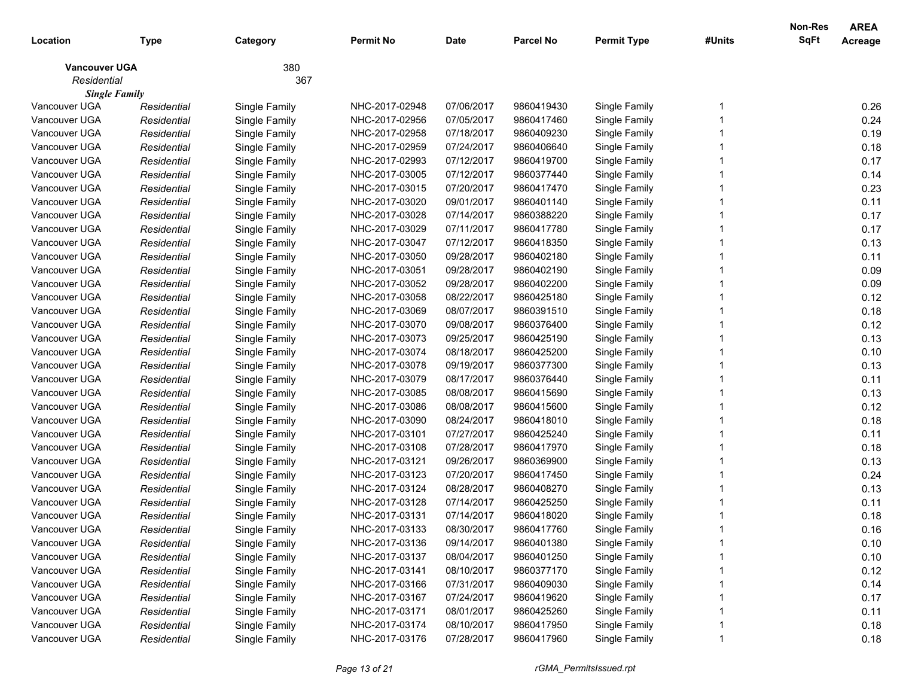| Location | Type | Category | Permit No | Date | Parcel No | Permit Type | #Units | Non-Res SqFt | AREA Acreage |
|---|---|---|---|---|---|---|---|---|---|
| **Vancouver UGA** | | 380 | | | | | | | |
| *Residential* | | 367 | | | | | | | |
| ***Single Family*** | | | | | | | | | |
| Vancouver UGA | *Residential* | Single Family | NHC-2017-02948 | 07/06/2017 | 9860419430 | Single Family | 1 | | 0.26 |
| Vancouver UGA | *Residential* | Single Family | NHC-2017-02956 | 07/05/2017 | 9860417460 | Single Family | 1 | | 0.24 |
| Vancouver UGA | *Residential* | Single Family | NHC-2017-02958 | 07/18/2017 | 9860409230 | Single Family | 1 | | 0.19 |
| Vancouver UGA | *Residential* | Single Family | NHC-2017-02959 | 07/24/2017 | 9860406640 | Single Family | 1 | | 0.18 |
| Vancouver UGA | *Residential* | Single Family | NHC-2017-02993 | 07/12/2017 | 9860419700 | Single Family | 1 | | 0.17 |
| Vancouver UGA | *Residential* | Single Family | NHC-2017-03005 | 07/12/2017 | 9860377440 | Single Family | 1 | | 0.14 |
| Vancouver UGA | *Residential* | Single Family | NHC-2017-03015 | 07/20/2017 | 9860417470 | Single Family | 1 | | 0.23 |
| Vancouver UGA | *Residential* | Single Family | NHC-2017-03020 | 09/01/2017 | 9860401140 | Single Family | 1 | | 0.11 |
| Vancouver UGA | *Residential* | Single Family | NHC-2017-03028 | 07/14/2017 | 9860388220 | Single Family | 1 | | 0.17 |
| Vancouver UGA | *Residential* | Single Family | NHC-2017-03029 | 07/11/2017 | 9860417780 | Single Family | 1 | | 0.17 |
| Vancouver UGA | *Residential* | Single Family | NHC-2017-03047 | 07/12/2017 | 9860418350 | Single Family | 1 | | 0.13 |
| Vancouver UGA | *Residential* | Single Family | NHC-2017-03050 | 09/28/2017 | 9860402180 | Single Family | 1 | | 0.11 |
| Vancouver UGA | *Residential* | Single Family | NHC-2017-03051 | 09/28/2017 | 9860402190 | Single Family | 1 | | 0.09 |
| Vancouver UGA | *Residential* | Single Family | NHC-2017-03052 | 09/28/2017 | 9860402200 | Single Family | 1 | | 0.09 |
| Vancouver UGA | *Residential* | Single Family | NHC-2017-03058 | 08/22/2017 | 9860425180 | Single Family | 1 | | 0.12 |
| Vancouver UGA | *Residential* | Single Family | NHC-2017-03069 | 08/07/2017 | 9860391510 | Single Family | 1 | | 0.18 |
| Vancouver UGA | *Residential* | Single Family | NHC-2017-03070 | 09/08/2017 | 9860376400 | Single Family | 1 | | 0.12 |
| Vancouver UGA | *Residential* | Single Family | NHC-2017-03073 | 09/25/2017 | 9860425190 | Single Family | 1 | | 0.13 |
| Vancouver UGA | *Residential* | Single Family | NHC-2017-03074 | 08/18/2017 | 9860425200 | Single Family | 1 | | 0.10 |
| Vancouver UGA | *Residential* | Single Family | NHC-2017-03078 | 09/19/2017 | 9860377300 | Single Family | 1 | | 0.13 |
| Vancouver UGA | *Residential* | Single Family | NHC-2017-03079 | 08/17/2017 | 9860376440 | Single Family | 1 | | 0.11 |
| Vancouver UGA | *Residential* | Single Family | NHC-2017-03085 | 08/08/2017 | 9860415690 | Single Family | 1 | | 0.13 |
| Vancouver UGA | *Residential* | Single Family | NHC-2017-03086 | 08/08/2017 | 9860415600 | Single Family | 1 | | 0.12 |
| Vancouver UGA | *Residential* | Single Family | NHC-2017-03090 | 08/24/2017 | 9860418010 | Single Family | 1 | | 0.18 |
| Vancouver UGA | *Residential* | Single Family | NHC-2017-03101 | 07/27/2017 | 9860425240 | Single Family | 1 | | 0.11 |
| Vancouver UGA | *Residential* | Single Family | NHC-2017-03108 | 07/28/2017 | 9860417970 | Single Family | 1 | | 0.18 |
| Vancouver UGA | *Residential* | Single Family | NHC-2017-03121 | 09/26/2017 | 9860369900 | Single Family | 1 | | 0.13 |
| Vancouver UGA | *Residential* | Single Family | NHC-2017-03123 | 07/20/2017 | 9860417450 | Single Family | 1 | | 0.24 |
| Vancouver UGA | *Residential* | Single Family | NHC-2017-03124 | 08/28/2017 | 9860408270 | Single Family | 1 | | 0.13 |
| Vancouver UGA | *Residential* | Single Family | NHC-2017-03128 | 07/14/2017 | 9860425250 | Single Family | 1 | | 0.11 |
| Vancouver UGA | *Residential* | Single Family | NHC-2017-03131 | 07/14/2017 | 9860418020 | Single Family | 1 | | 0.18 |
| Vancouver UGA | *Residential* | Single Family | NHC-2017-03133 | 08/30/2017 | 9860417760 | Single Family | 1 | | 0.16 |
| Vancouver UGA | *Residential* | Single Family | NHC-2017-03136 | 09/14/2017 | 9860401380 | Single Family | 1 | | 0.10 |
| Vancouver UGA | *Residential* | Single Family | NHC-2017-03137 | 08/04/2017 | 9860401250 | Single Family | 1 | | 0.10 |
| Vancouver UGA | *Residential* | Single Family | NHC-2017-03141 | 08/10/2017 | 9860377170 | Single Family | 1 | | 0.12 |
| Vancouver UGA | *Residential* | Single Family | NHC-2017-03166 | 07/31/2017 | 9860409030 | Single Family | 1 | | 0.14 |
| Vancouver UGA | *Residential* | Single Family | NHC-2017-03167 | 07/24/2017 | 9860419620 | Single Family | 1 | | 0.17 |
| Vancouver UGA | *Residential* | Single Family | NHC-2017-03171 | 08/01/2017 | 9860425260 | Single Family | 1 | | 0.11 |
| Vancouver UGA | *Residential* | Single Family | NHC-2017-03174 | 08/10/2017 | 9860417950 | Single Family | 1 | | 0.18 |
| Vancouver UGA | *Residential* | Single Family | NHC-2017-03176 | 07/28/2017 | 9860417960 | Single Family | 1 | | 0.18 |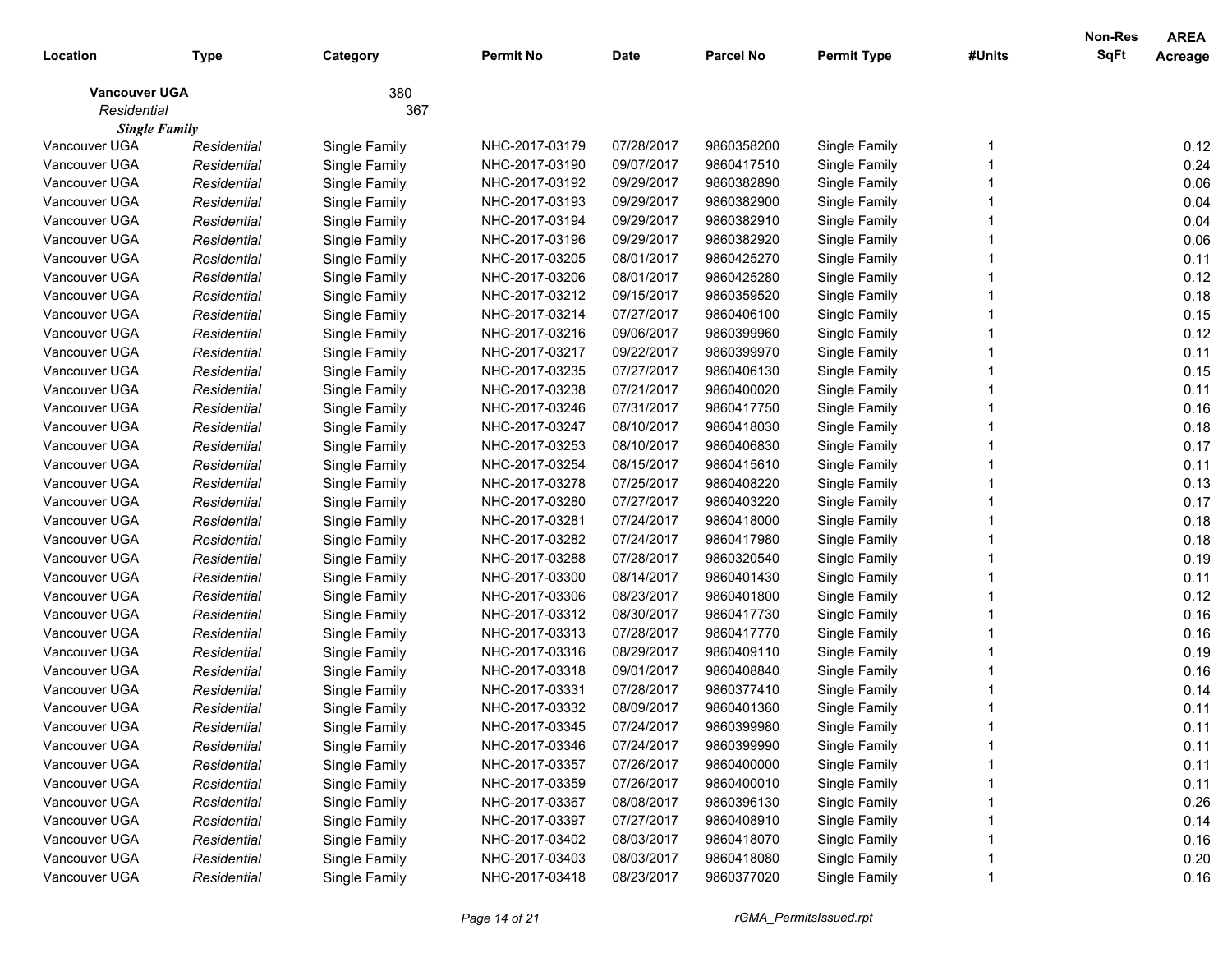| Location | Type | Category | Permit No | Date | Parcel No | Permit Type | #Units | Non-Res SqFt | AREA Acreage |
|---|---|---|---|---|---|---|---|---|---|
| **Vancouver UGA** | | 380 | | | | | | | |
| *Residential* | | 367 | | | | | | | |
| ***Single Family*** | | | | | | | | | |
| Vancouver UGA | *Residential* | Single Family | NHC-2017-03179 | 07/28/2017 | 9860358200 | Single Family | 1 | | 0.12 |
| Vancouver UGA | *Residential* | Single Family | NHC-2017-03190 | 09/07/2017 | 9860417510 | Single Family | 1 | | 0.24 |
| Vancouver UGA | *Residential* | Single Family | NHC-2017-03192 | 09/29/2017 | 9860382890 | Single Family | 1 | | 0.06 |
| Vancouver UGA | *Residential* | Single Family | NHC-2017-03193 | 09/29/2017 | 9860382900 | Single Family | 1 | | 0.04 |
| Vancouver UGA | *Residential* | Single Family | NHC-2017-03194 | 09/29/2017 | 9860382910 | Single Family | 1 | | 0.04 |
| Vancouver UGA | *Residential* | Single Family | NHC-2017-03196 | 09/29/2017 | 9860382920 | Single Family | 1 | | 0.06 |
| Vancouver UGA | *Residential* | Single Family | NHC-2017-03205 | 08/01/2017 | 9860425270 | Single Family | 1 | | 0.11 |
| Vancouver UGA | *Residential* | Single Family | NHC-2017-03206 | 08/01/2017 | 9860425280 | Single Family | 1 | | 0.12 |
| Vancouver UGA | *Residential* | Single Family | NHC-2017-03212 | 09/15/2017 | 9860359520 | Single Family | 1 | | 0.18 |
| Vancouver UGA | *Residential* | Single Family | NHC-2017-03214 | 07/27/2017 | 9860406100 | Single Family | 1 | | 0.15 |
| Vancouver UGA | *Residential* | Single Family | NHC-2017-03216 | 09/06/2017 | 9860399960 | Single Family | 1 | | 0.12 |
| Vancouver UGA | *Residential* | Single Family | NHC-2017-03217 | 09/22/2017 | 9860399970 | Single Family | 1 | | 0.11 |
| Vancouver UGA | *Residential* | Single Family | NHC-2017-03235 | 07/27/2017 | 9860406130 | Single Family | 1 | | 0.15 |
| Vancouver UGA | *Residential* | Single Family | NHC-2017-03238 | 07/21/2017 | 9860400020 | Single Family | 1 | | 0.11 |
| Vancouver UGA | *Residential* | Single Family | NHC-2017-03246 | 07/31/2017 | 9860417750 | Single Family | 1 | | 0.16 |
| Vancouver UGA | *Residential* | Single Family | NHC-2017-03247 | 08/10/2017 | 9860418030 | Single Family | 1 | | 0.18 |
| Vancouver UGA | *Residential* | Single Family | NHC-2017-03253 | 08/10/2017 | 9860406830 | Single Family | 1 | | 0.17 |
| Vancouver UGA | *Residential* | Single Family | NHC-2017-03254 | 08/15/2017 | 9860415610 | Single Family | 1 | | 0.11 |
| Vancouver UGA | *Residential* | Single Family | NHC-2017-03278 | 07/25/2017 | 9860408220 | Single Family | 1 | | 0.13 |
| Vancouver UGA | *Residential* | Single Family | NHC-2017-03280 | 07/27/2017 | 9860403220 | Single Family | 1 | | 0.17 |
| Vancouver UGA | *Residential* | Single Family | NHC-2017-03281 | 07/24/2017 | 9860418000 | Single Family | 1 | | 0.18 |
| Vancouver UGA | *Residential* | Single Family | NHC-2017-03282 | 07/24/2017 | 9860417980 | Single Family | 1 | | 0.18 |
| Vancouver UGA | *Residential* | Single Family | NHC-2017-03288 | 07/28/2017 | 9860320540 | Single Family | 1 | | 0.19 |
| Vancouver UGA | *Residential* | Single Family | NHC-2017-03300 | 08/14/2017 | 9860401430 | Single Family | 1 | | 0.11 |
| Vancouver UGA | *Residential* | Single Family | NHC-2017-03306 | 08/23/2017 | 9860401800 | Single Family | 1 | | 0.12 |
| Vancouver UGA | *Residential* | Single Family | NHC-2017-03312 | 08/30/2017 | 9860417730 | Single Family | 1 | | 0.16 |
| Vancouver UGA | *Residential* | Single Family | NHC-2017-03313 | 07/28/2017 | 9860417770 | Single Family | 1 | | 0.16 |
| Vancouver UGA | *Residential* | Single Family | NHC-2017-03316 | 08/29/2017 | 9860409110 | Single Family | 1 | | 0.19 |
| Vancouver UGA | *Residential* | Single Family | NHC-2017-03318 | 09/01/2017 | 9860408840 | Single Family | 1 | | 0.16 |
| Vancouver UGA | *Residential* | Single Family | NHC-2017-03331 | 07/28/2017 | 9860377410 | Single Family | 1 | | 0.14 |
| Vancouver UGA | *Residential* | Single Family | NHC-2017-03332 | 08/09/2017 | 9860401360 | Single Family | 1 | | 0.11 |
| Vancouver UGA | *Residential* | Single Family | NHC-2017-03345 | 07/24/2017 | 9860399980 | Single Family | 1 | | 0.11 |
| Vancouver UGA | *Residential* | Single Family | NHC-2017-03346 | 07/24/2017 | 9860399990 | Single Family | 1 | | 0.11 |
| Vancouver UGA | *Residential* | Single Family | NHC-2017-03357 | 07/26/2017 | 9860400000 | Single Family | 1 | | 0.11 |
| Vancouver UGA | *Residential* | Single Family | NHC-2017-03359 | 07/26/2017 | 9860400010 | Single Family | 1 | | 0.11 |
| Vancouver UGA | *Residential* | Single Family | NHC-2017-03367 | 08/08/2017 | 9860396130 | Single Family | 1 | | 0.26 |
| Vancouver UGA | *Residential* | Single Family | NHC-2017-03397 | 07/27/2017 | 9860408910 | Single Family | 1 | | 0.14 |
| Vancouver UGA | *Residential* | Single Family | NHC-2017-03402 | 08/03/2017 | 9860418070 | Single Family | 1 | | 0.16 |
| Vancouver UGA | *Residential* | Single Family | NHC-2017-03403 | 08/03/2017 | 9860418080 | Single Family | 1 | | 0.20 |
| Vancouver UGA | *Residential* | Single Family | NHC-2017-03418 | 08/23/2017 | 9860377020 | Single Family | 1 | | 0.16 |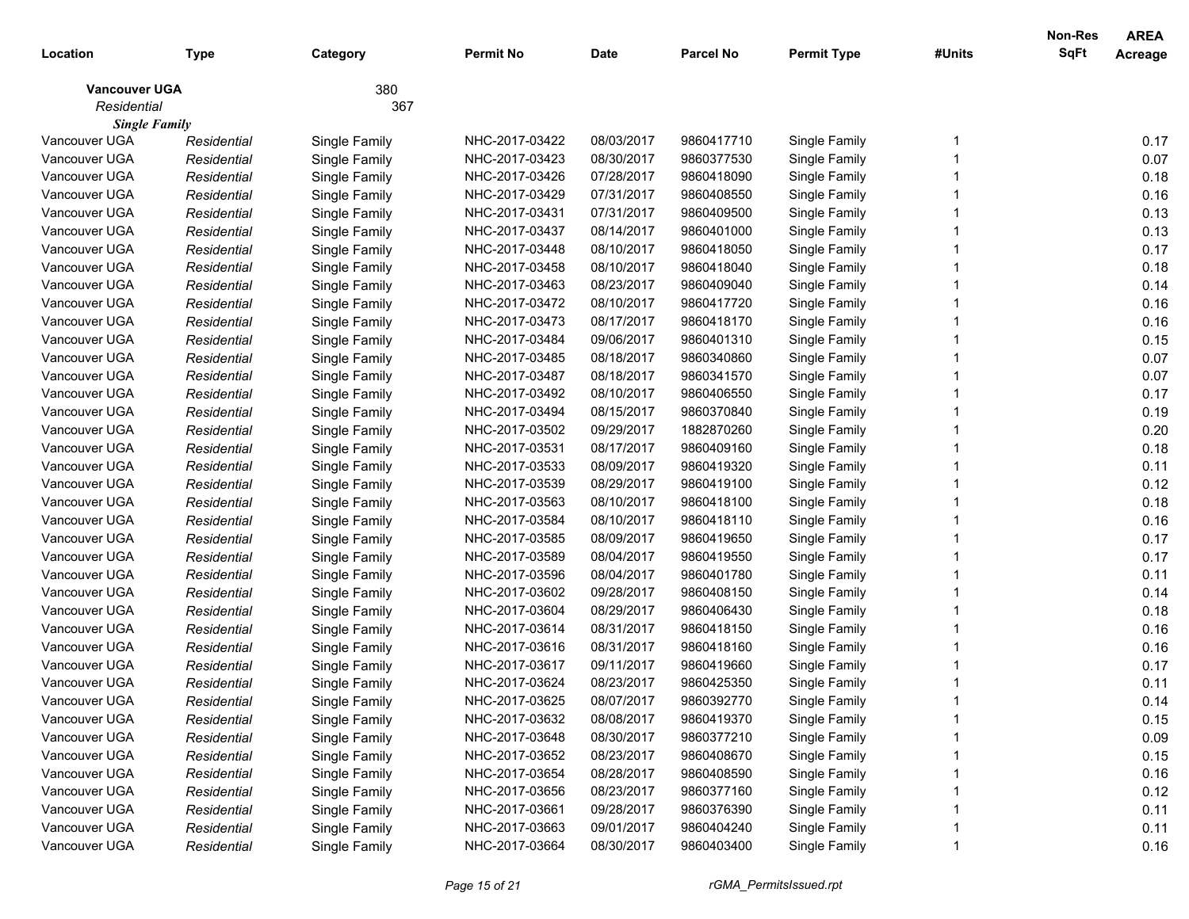| Location | Type | Category | Permit No | Date | Parcel No | Permit Type | #Units | Non-Res SqFt | AREA Acreage |
|---|---|---|---|---|---|---|---|---|---|
| **Vancouver UGA** | | 380 | | | | | | | |
| *Residential* | | 367 | | | | | | | |
| ***Single Family*** | | | | | | | | | |
| Vancouver UGA | *Residential* | Single Family | NHC-2017-03422 | 08/03/2017 | 9860417710 | Single Family | 1 | | 0.17 |
| Vancouver UGA | *Residential* | Single Family | NHC-2017-03423 | 08/30/2017 | 9860377530 | Single Family | 1 | | 0.07 |
| Vancouver UGA | *Residential* | Single Family | NHC-2017-03426 | 07/28/2017 | 9860418090 | Single Family | 1 | | 0.18 |
| Vancouver UGA | *Residential* | Single Family | NHC-2017-03429 | 07/31/2017 | 9860408550 | Single Family | 1 | | 0.16 |
| Vancouver UGA | *Residential* | Single Family | NHC-2017-03431 | 07/31/2017 | 9860409500 | Single Family | 1 | | 0.13 |
| Vancouver UGA | *Residential* | Single Family | NHC-2017-03437 | 08/14/2017 | 9860401000 | Single Family | 1 | | 0.13 |
| Vancouver UGA | *Residential* | Single Family | NHC-2017-03448 | 08/10/2017 | 9860418050 | Single Family | 1 | | 0.17 |
| Vancouver UGA | *Residential* | Single Family | NHC-2017-03458 | 08/10/2017 | 9860418040 | Single Family | 1 | | 0.18 |
| Vancouver UGA | *Residential* | Single Family | NHC-2017-03463 | 08/23/2017 | 9860409040 | Single Family | 1 | | 0.14 |
| Vancouver UGA | *Residential* | Single Family | NHC-2017-03472 | 08/10/2017 | 9860417720 | Single Family | 1 | | 0.16 |
| Vancouver UGA | *Residential* | Single Family | NHC-2017-03473 | 08/17/2017 | 9860418170 | Single Family | 1 | | 0.16 |
| Vancouver UGA | *Residential* | Single Family | NHC-2017-03484 | 09/06/2017 | 9860401310 | Single Family | 1 | | 0.15 |
| Vancouver UGA | *Residential* | Single Family | NHC-2017-03485 | 08/18/2017 | 9860340860 | Single Family | 1 | | 0.07 |
| Vancouver UGA | *Residential* | Single Family | NHC-2017-03487 | 08/18/2017 | 9860341570 | Single Family | 1 | | 0.07 |
| Vancouver UGA | *Residential* | Single Family | NHC-2017-03492 | 08/10/2017 | 9860406550 | Single Family | 1 | | 0.17 |
| Vancouver UGA | *Residential* | Single Family | NHC-2017-03494 | 08/15/2017 | 9860370840 | Single Family | 1 | | 0.19 |
| Vancouver UGA | *Residential* | Single Family | NHC-2017-03502 | 09/29/2017 | 1882870260 | Single Family | 1 | | 0.20 |
| Vancouver UGA | *Residential* | Single Family | NHC-2017-03531 | 08/17/2017 | 9860409160 | Single Family | 1 | | 0.18 |
| Vancouver UGA | *Residential* | Single Family | NHC-2017-03533 | 08/09/2017 | 9860419320 | Single Family | 1 | | 0.11 |
| Vancouver UGA | *Residential* | Single Family | NHC-2017-03539 | 08/29/2017 | 9860419100 | Single Family | 1 | | 0.12 |
| Vancouver UGA | *Residential* | Single Family | NHC-2017-03563 | 08/10/2017 | 9860418100 | Single Family | 1 | | 0.18 |
| Vancouver UGA | *Residential* | Single Family | NHC-2017-03584 | 08/10/2017 | 9860418110 | Single Family | 1 | | 0.16 |
| Vancouver UGA | *Residential* | Single Family | NHC-2017-03585 | 08/09/2017 | 9860419650 | Single Family | 1 | | 0.17 |
| Vancouver UGA | *Residential* | Single Family | NHC-2017-03589 | 08/04/2017 | 9860419550 | Single Family | 1 | | 0.17 |
| Vancouver UGA | *Residential* | Single Family | NHC-2017-03596 | 08/04/2017 | 9860401780 | Single Family | 1 | | 0.11 |
| Vancouver UGA | *Residential* | Single Family | NHC-2017-03602 | 09/28/2017 | 9860408150 | Single Family | 1 | | 0.14 |
| Vancouver UGA | *Residential* | Single Family | NHC-2017-03604 | 08/29/2017 | 9860406430 | Single Family | 1 | | 0.18 |
| Vancouver UGA | *Residential* | Single Family | NHC-2017-03614 | 08/31/2017 | 9860418150 | Single Family | 1 | | 0.16 |
| Vancouver UGA | *Residential* | Single Family | NHC-2017-03616 | 08/31/2017 | 9860418160 | Single Family | 1 | | 0.16 |
| Vancouver UGA | *Residential* | Single Family | NHC-2017-03617 | 09/11/2017 | 9860419660 | Single Family | 1 | | 0.17 |
| Vancouver UGA | *Residential* | Single Family | NHC-2017-03624 | 08/23/2017 | 9860425350 | Single Family | 1 | | 0.11 |
| Vancouver UGA | *Residential* | Single Family | NHC-2017-03625 | 08/07/2017 | 9860392770 | Single Family | 1 | | 0.14 |
| Vancouver UGA | *Residential* | Single Family | NHC-2017-03632 | 08/08/2017 | 9860419370 | Single Family | 1 | | 0.15 |
| Vancouver UGA | *Residential* | Single Family | NHC-2017-03648 | 08/30/2017 | 9860377210 | Single Family | 1 | | 0.09 |
| Vancouver UGA | *Residential* | Single Family | NHC-2017-03652 | 08/23/2017 | 9860408670 | Single Family | 1 | | 0.15 |
| Vancouver UGA | *Residential* | Single Family | NHC-2017-03654 | 08/28/2017 | 9860408590 | Single Family | 1 | | 0.16 |
| Vancouver UGA | *Residential* | Single Family | NHC-2017-03656 | 08/23/2017 | 9860377160 | Single Family | 1 | | 0.12 |
| Vancouver UGA | *Residential* | Single Family | NHC-2017-03661 | 09/28/2017 | 9860376390 | Single Family | 1 | | 0.11 |
| Vancouver UGA | *Residential* | Single Family | NHC-2017-03663 | 09/01/2017 | 9860404240 | Single Family | 1 | | 0.11 |
| Vancouver UGA | *Residential* | Single Family | NHC-2017-03664 | 08/30/2017 | 9860403400 | Single Family | 1 | | 0.16 |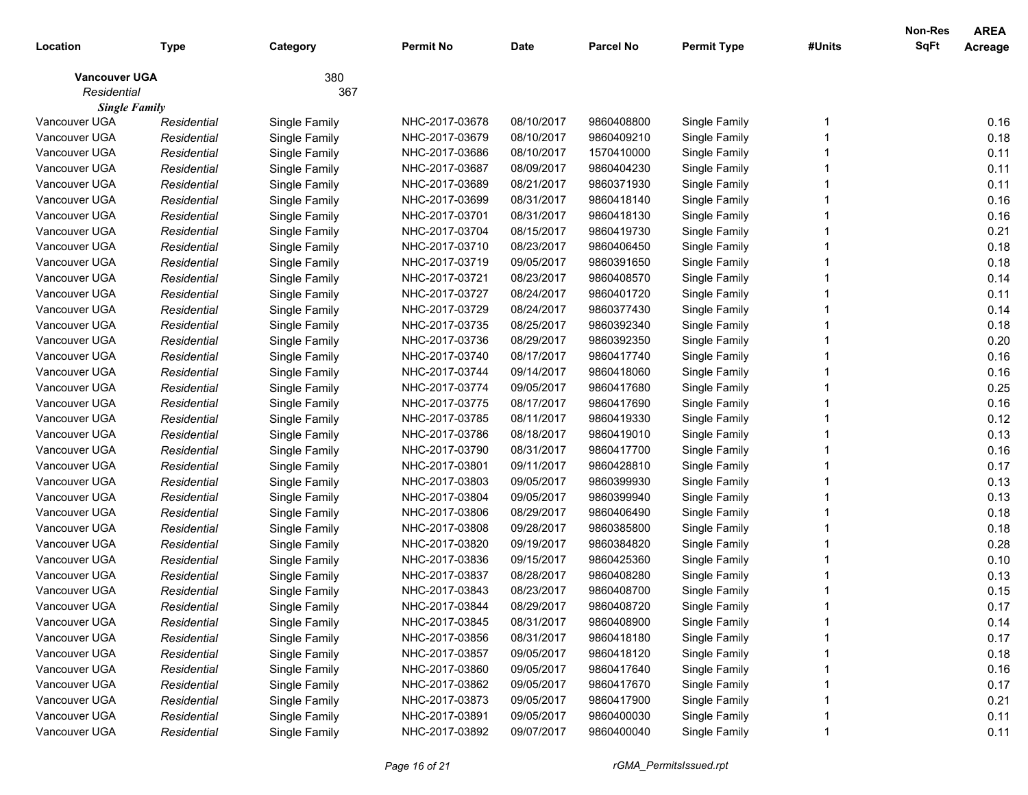| Location | Type | Category | Permit No | Date | Parcel No | Permit Type | #Units | Non-Res SqFt | AREA Acreage |
|---|---|---|---|---|---|---|---|---|---|
| **Vancouver UGA** | | 380 | | | | | | | |
| *Residential* | | 367 | | | | | | | |
| ***Single Family*** | | | | | | | | | |
| Vancouver UGA | *Residential* | Single Family | NHC-2017-03678 | 08/10/2017 | 9860408800 | Single Family | 1 | | 0.16 |
| Vancouver UGA | *Residential* | Single Family | NHC-2017-03679 | 08/10/2017 | 9860409210 | Single Family | 1 | | 0.18 |
| Vancouver UGA | *Residential* | Single Family | NHC-2017-03686 | 08/10/2017 | 1570410000 | Single Family | 1 | | 0.11 |
| Vancouver UGA | *Residential* | Single Family | NHC-2017-03687 | 08/09/2017 | 9860404230 | Single Family | 1 | | 0.11 |
| Vancouver UGA | *Residential* | Single Family | NHC-2017-03689 | 08/21/2017 | 9860371930 | Single Family | 1 | | 0.11 |
| Vancouver UGA | *Residential* | Single Family | NHC-2017-03699 | 08/31/2017 | 9860418140 | Single Family | 1 | | 0.16 |
| Vancouver UGA | *Residential* | Single Family | NHC-2017-03701 | 08/31/2017 | 9860418130 | Single Family | 1 | | 0.16 |
| Vancouver UGA | *Residential* | Single Family | NHC-2017-03704 | 08/15/2017 | 9860419730 | Single Family | 1 | | 0.21 |
| Vancouver UGA | *Residential* | Single Family | NHC-2017-03710 | 08/23/2017 | 9860406450 | Single Family | 1 | | 0.18 |
| Vancouver UGA | *Residential* | Single Family | NHC-2017-03719 | 09/05/2017 | 9860391650 | Single Family | 1 | | 0.18 |
| Vancouver UGA | *Residential* | Single Family | NHC-2017-03721 | 08/23/2017 | 9860408570 | Single Family | 1 | | 0.14 |
| Vancouver UGA | *Residential* | Single Family | NHC-2017-03727 | 08/24/2017 | 9860401720 | Single Family | 1 | | 0.11 |
| Vancouver UGA | *Residential* | Single Family | NHC-2017-03729 | 08/24/2017 | 9860377430 | Single Family | 1 | | 0.14 |
| Vancouver UGA | *Residential* | Single Family | NHC-2017-03735 | 08/25/2017 | 9860392340 | Single Family | 1 | | 0.18 |
| Vancouver UGA | *Residential* | Single Family | NHC-2017-03736 | 08/29/2017 | 9860392350 | Single Family | 1 | | 0.20 |
| Vancouver UGA | *Residential* | Single Family | NHC-2017-03740 | 08/17/2017 | 9860417740 | Single Family | 1 | | 0.16 |
| Vancouver UGA | *Residential* | Single Family | NHC-2017-03744 | 09/14/2017 | 9860418060 | Single Family | 1 | | 0.16 |
| Vancouver UGA | *Residential* | Single Family | NHC-2017-03774 | 09/05/2017 | 9860417680 | Single Family | 1 | | 0.25 |
| Vancouver UGA | *Residential* | Single Family | NHC-2017-03775 | 08/17/2017 | 9860417690 | Single Family | 1 | | 0.16 |
| Vancouver UGA | *Residential* | Single Family | NHC-2017-03785 | 08/11/2017 | 9860419330 | Single Family | 1 | | 0.12 |
| Vancouver UGA | *Residential* | Single Family | NHC-2017-03786 | 08/18/2017 | 9860419010 | Single Family | 1 | | 0.13 |
| Vancouver UGA | *Residential* | Single Family | NHC-2017-03790 | 08/31/2017 | 9860417700 | Single Family | 1 | | 0.16 |
| Vancouver UGA | *Residential* | Single Family | NHC-2017-03801 | 09/11/2017 | 9860428810 | Single Family | 1 | | 0.17 |
| Vancouver UGA | *Residential* | Single Family | NHC-2017-03803 | 09/05/2017 | 9860399930 | Single Family | 1 | | 0.13 |
| Vancouver UGA | *Residential* | Single Family | NHC-2017-03804 | 09/05/2017 | 9860399940 | Single Family | 1 | | 0.13 |
| Vancouver UGA | *Residential* | Single Family | NHC-2017-03806 | 08/29/2017 | 9860406490 | Single Family | 1 | | 0.18 |
| Vancouver UGA | *Residential* | Single Family | NHC-2017-03808 | 09/28/2017 | 9860385800 | Single Family | 1 | | 0.18 |
| Vancouver UGA | *Residential* | Single Family | NHC-2017-03820 | 09/19/2017 | 9860384820 | Single Family | 1 | | 0.28 |
| Vancouver UGA | *Residential* | Single Family | NHC-2017-03836 | 09/15/2017 | 9860425360 | Single Family | 1 | | 0.10 |
| Vancouver UGA | *Residential* | Single Family | NHC-2017-03837 | 08/28/2017 | 9860408280 | Single Family | 1 | | 0.13 |
| Vancouver UGA | *Residential* | Single Family | NHC-2017-03843 | 08/23/2017 | 9860408700 | Single Family | 1 | | 0.15 |
| Vancouver UGA | *Residential* | Single Family | NHC-2017-03844 | 08/29/2017 | 9860408720 | Single Family | 1 | | 0.17 |
| Vancouver UGA | *Residential* | Single Family | NHC-2017-03845 | 08/31/2017 | 9860408900 | Single Family | 1 | | 0.14 |
| Vancouver UGA | *Residential* | Single Family | NHC-2017-03856 | 08/31/2017 | 9860418180 | Single Family | 1 | | 0.17 |
| Vancouver UGA | *Residential* | Single Family | NHC-2017-03857 | 09/05/2017 | 9860418120 | Single Family | 1 | | 0.18 |
| Vancouver UGA | *Residential* | Single Family | NHC-2017-03860 | 09/05/2017 | 9860417640 | Single Family | 1 | | 0.16 |
| Vancouver UGA | *Residential* | Single Family | NHC-2017-03862 | 09/05/2017 | 9860417670 | Single Family | 1 | | 0.17 |
| Vancouver UGA | *Residential* | Single Family | NHC-2017-03873 | 09/05/2017 | 9860417900 | Single Family | 1 | | 0.21 |
| Vancouver UGA | *Residential* | Single Family | NHC-2017-03891 | 09/05/2017 | 9860400030 | Single Family | 1 | | 0.11 |
| Vancouver UGA | *Residential* | Single Family | NHC-2017-03892 | 09/07/2017 | 9860400040 | Single Family | 1 | | 0.11 |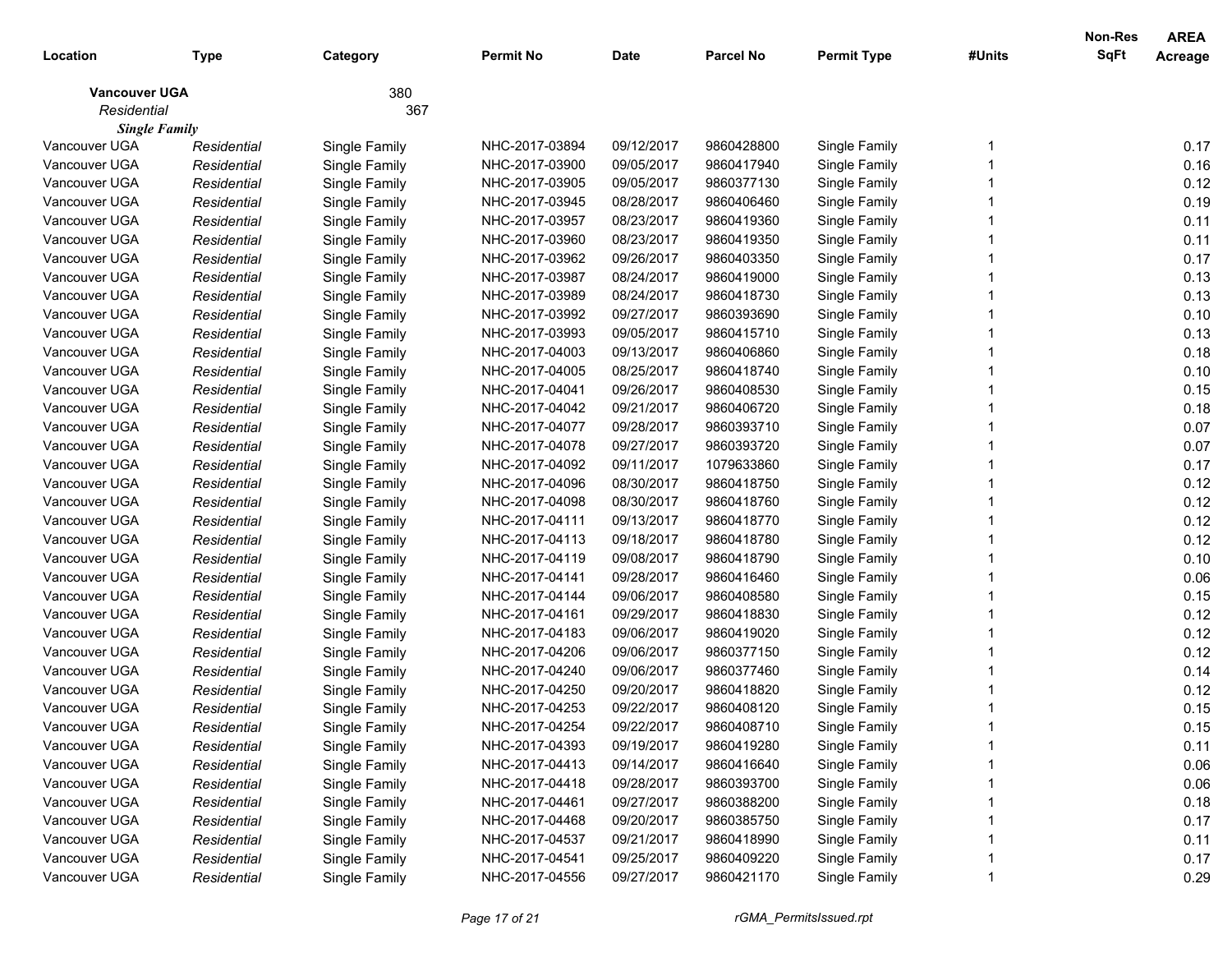| Location | Type | Category | Permit No | Date | Parcel No | Permit Type | #Units | Non-Res SqFt | AREA Acreage |
|---|---|---|---|---|---|---|---|---|---|
| **Vancouver UGA** | | 380 | | | | | | | |
| *Residential* | | 367 | | | | | | | |
| ***Single Family*** | | | | | | | | | |
| Vancouver UGA | *Residential* | Single Family | NHC-2017-03894 | 09/12/2017 | 9860428800 | Single Family | 1 | | 0.17 |
| Vancouver UGA | *Residential* | Single Family | NHC-2017-03900 | 09/05/2017 | 9860417940 | Single Family | 1 | | 0.16 |
| Vancouver UGA | *Residential* | Single Family | NHC-2017-03905 | 09/05/2017 | 9860377130 | Single Family | 1 | | 0.12 |
| Vancouver UGA | *Residential* | Single Family | NHC-2017-03945 | 08/28/2017 | 9860406460 | Single Family | 1 | | 0.19 |
| Vancouver UGA | *Residential* | Single Family | NHC-2017-03957 | 08/23/2017 | 9860419360 | Single Family | 1 | | 0.11 |
| Vancouver UGA | *Residential* | Single Family | NHC-2017-03960 | 08/23/2017 | 9860419350 | Single Family | 1 | | 0.11 |
| Vancouver UGA | *Residential* | Single Family | NHC-2017-03962 | 09/26/2017 | 9860403350 | Single Family | 1 | | 0.17 |
| Vancouver UGA | *Residential* | Single Family | NHC-2017-03987 | 08/24/2017 | 9860419000 | Single Family | 1 | | 0.13 |
| Vancouver UGA | *Residential* | Single Family | NHC-2017-03989 | 08/24/2017 | 9860418730 | Single Family | 1 | | 0.13 |
| Vancouver UGA | *Residential* | Single Family | NHC-2017-03992 | 09/27/2017 | 9860393690 | Single Family | 1 | | 0.10 |
| Vancouver UGA | *Residential* | Single Family | NHC-2017-03993 | 09/05/2017 | 9860415710 | Single Family | 1 | | 0.13 |
| Vancouver UGA | *Residential* | Single Family | NHC-2017-04003 | 09/13/2017 | 9860406860 | Single Family | 1 | | 0.18 |
| Vancouver UGA | *Residential* | Single Family | NHC-2017-04005 | 08/25/2017 | 9860418740 | Single Family | 1 | | 0.10 |
| Vancouver UGA | *Residential* | Single Family | NHC-2017-04041 | 09/26/2017 | 9860408530 | Single Family | 1 | | 0.15 |
| Vancouver UGA | *Residential* | Single Family | NHC-2017-04042 | 09/21/2017 | 9860406720 | Single Family | 1 | | 0.18 |
| Vancouver UGA | *Residential* | Single Family | NHC-2017-04077 | 09/28/2017 | 9860393710 | Single Family | 1 | | 0.07 |
| Vancouver UGA | *Residential* | Single Family | NHC-2017-04078 | 09/27/2017 | 9860393720 | Single Family | 1 | | 0.07 |
| Vancouver UGA | *Residential* | Single Family | NHC-2017-04092 | 09/11/2017 | 1079633860 | Single Family | 1 | | 0.17 |
| Vancouver UGA | *Residential* | Single Family | NHC-2017-04096 | 08/30/2017 | 9860418750 | Single Family | 1 | | 0.12 |
| Vancouver UGA | *Residential* | Single Family | NHC-2017-04098 | 08/30/2017 | 9860418760 | Single Family | 1 | | 0.12 |
| Vancouver UGA | *Residential* | Single Family | NHC-2017-04111 | 09/13/2017 | 9860418770 | Single Family | 1 | | 0.12 |
| Vancouver UGA | *Residential* | Single Family | NHC-2017-04113 | 09/18/2017 | 9860418780 | Single Family | 1 | | 0.12 |
| Vancouver UGA | *Residential* | Single Family | NHC-2017-04119 | 09/08/2017 | 9860418790 | Single Family | 1 | | 0.10 |
| Vancouver UGA | *Residential* | Single Family | NHC-2017-04141 | 09/28/2017 | 9860416460 | Single Family | 1 | | 0.06 |
| Vancouver UGA | *Residential* | Single Family | NHC-2017-04144 | 09/06/2017 | 9860408580 | Single Family | 1 | | 0.15 |
| Vancouver UGA | *Residential* | Single Family | NHC-2017-04161 | 09/29/2017 | 9860418830 | Single Family | 1 | | 0.12 |
| Vancouver UGA | *Residential* | Single Family | NHC-2017-04183 | 09/06/2017 | 9860419020 | Single Family | 1 | | 0.12 |
| Vancouver UGA | *Residential* | Single Family | NHC-2017-04206 | 09/06/2017 | 9860377150 | Single Family | 1 | | 0.12 |
| Vancouver UGA | *Residential* | Single Family | NHC-2017-04240 | 09/06/2017 | 9860377460 | Single Family | 1 | | 0.14 |
| Vancouver UGA | *Residential* | Single Family | NHC-2017-04250 | 09/20/2017 | 9860418820 | Single Family | 1 | | 0.12 |
| Vancouver UGA | *Residential* | Single Family | NHC-2017-04253 | 09/22/2017 | 9860408120 | Single Family | 1 | | 0.15 |
| Vancouver UGA | *Residential* | Single Family | NHC-2017-04254 | 09/22/2017 | 9860408710 | Single Family | 1 | | 0.15 |
| Vancouver UGA | *Residential* | Single Family | NHC-2017-04393 | 09/19/2017 | 9860419280 | Single Family | 1 | | 0.11 |
| Vancouver UGA | *Residential* | Single Family | NHC-2017-04413 | 09/14/2017 | 9860416640 | Single Family | 1 | | 0.06 |
| Vancouver UGA | *Residential* | Single Family | NHC-2017-04418 | 09/28/2017 | 9860393700 | Single Family | 1 | | 0.06 |
| Vancouver UGA | *Residential* | Single Family | NHC-2017-04461 | 09/27/2017 | 9860388200 | Single Family | 1 | | 0.18 |
| Vancouver UGA | *Residential* | Single Family | NHC-2017-04468 | 09/20/2017 | 9860385750 | Single Family | 1 | | 0.17 |
| Vancouver UGA | *Residential* | Single Family | NHC-2017-04537 | 09/21/2017 | 9860418990 | Single Family | 1 | | 0.11 |
| Vancouver UGA | *Residential* | Single Family | NHC-2017-04541 | 09/25/2017 | 9860409220 | Single Family | 1 | | 0.17 |
| Vancouver UGA | *Residential* | Single Family | NHC-2017-04556 | 09/27/2017 | 9860421170 | Single Family | 1 | | 0.29 |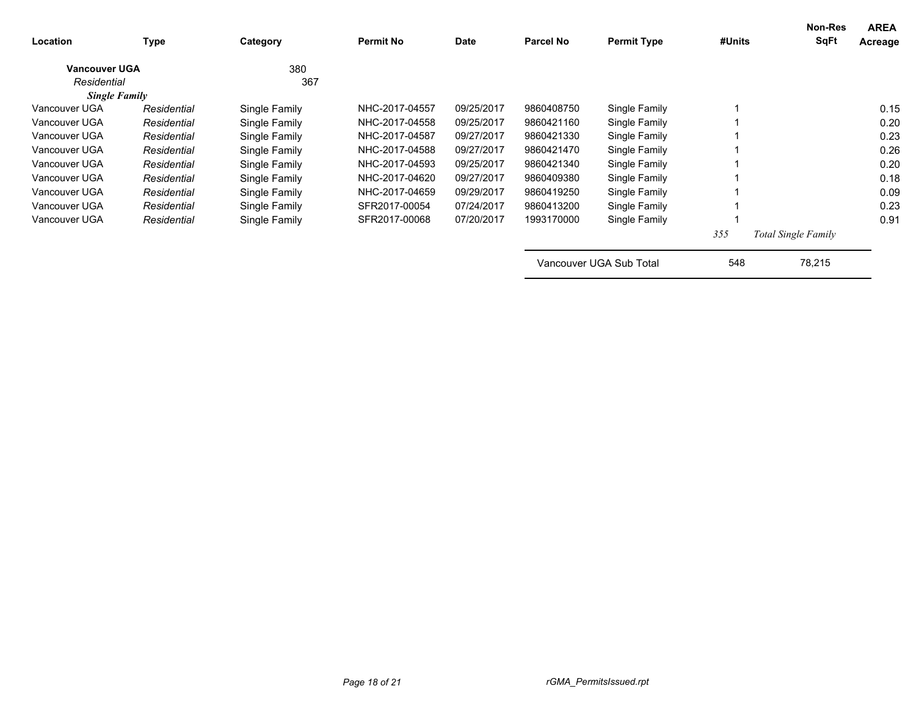| Location | Type | Category | Permit No | Date | Parcel No | Permit Type | #Units | Non-Res SqFt | AREA Acreage |
|---|---|---|---|---|---|---|---|---|---|
| **Vancouver UGA** | | 380 | | | | | | | |
| *Residential* | | 367 | | | | | | | |
| ***Single Family*** | | | | | | | | | |
| Vancouver UGA | *Residential* | Single Family | NHC-2017-04557 | 09/25/2017 | 9860408750 | Single Family | 1 | | 0.15 |
| Vancouver UGA | *Residential* | Single Family | NHC-2017-04558 | 09/25/2017 | 9860421160 | Single Family | 1 | | 0.20 |
| Vancouver UGA | *Residential* | Single Family | NHC-2017-04587 | 09/27/2017 | 9860421330 | Single Family | 1 | | 0.23 |
| Vancouver UGA | *Residential* | Single Family | NHC-2017-04588 | 09/27/2017 | 9860421470 | Single Family | 1 | | 0.26 |
| Vancouver UGA | *Residential* | Single Family | NHC-2017-04593 | 09/25/2017 | 9860421340 | Single Family | 1 | | 0.20 |
| Vancouver UGA | *Residential* | Single Family | NHC-2017-04620 | 09/27/2017 | 9860409380 | Single Family | 1 | | 0.18 |
| Vancouver UGA | *Residential* | Single Family | NHC-2017-04659 | 09/29/2017 | 9860419250 | Single Family | 1 | | 0.09 |
| Vancouver UGA | *Residential* | Single Family | SFR2017-00054 | 07/24/2017 | 9860413200 | Single Family | 1 | | 0.23 |
| Vancouver UGA | *Residential* | Single Family | SFR2017-00068 | 07/20/2017 | 1993170000 | Single Family | 1 | | 0.91 |
| | | | | | | | *355* | *Total Single Family* | |
| | | | | | Vancouver UGA Sub Total | | 548 | 78,215 | |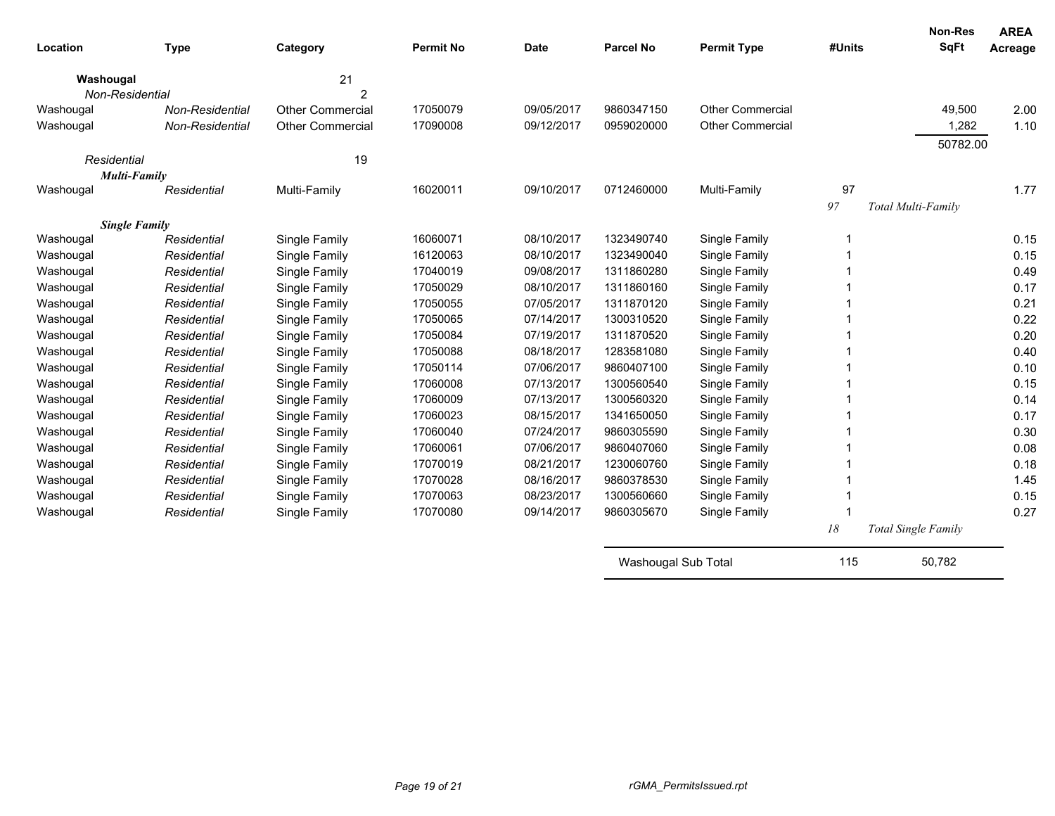| Location | Type | Category | Permit No | Date | Parcel No | Permit Type | #Units | Non-Res SqFt | AREA Acreage |
|---|---|---|---|---|---|---|---|---|---|
| **Washougal** | | 21 | | | | | | | |
| *Non-Residential* | | 2 | | | | | | | |
| Washougal | *Non-Residential* | Other Commercial | 17050079 | 09/05/2017 | 9860347150 | Other Commercial | | 49,500 | 2.00 |
| Washougal | *Non-Residential* | Other Commercial | 17090008 | 09/12/2017 | 0959020000 | Other Commercial | | 1,282 | 1.10 |
| | | | | | | | | 50782.00 | |
| *Residential* | | 19 | | | | | | | |
| ***Multi-Family*** | | | | | | | | | |
| Washougal | *Residential* | Multi-Family | 16020011 | 09/10/2017 | 0712460000 | Multi-Family | 97 | | 1.77 |
| | | | | | | | *97* | *Total Multi-Family* | |
| ***Single Family*** | | | | | | | | | |
| Washougal | *Residential* | Single Family | 16060071 | 08/10/2017 | 1323490740 | Single Family | 1 | | 0.15 |
| Washougal | *Residential* | Single Family | 16120063 | 08/10/2017 | 1323490040 | Single Family | 1 | | 0.15 |
| Washougal | *Residential* | Single Family | 17040019 | 09/08/2017 | 1311860280 | Single Family | 1 | | 0.49 |
| Washougal | *Residential* | Single Family | 17050029 | 08/10/2017 | 1311860160 | Single Family | 1 | | 0.17 |
| Washougal | *Residential* | Single Family | 17050055 | 07/05/2017 | 1311870120 | Single Family | 1 | | 0.21 |
| Washougal | *Residential* | Single Family | 17050065 | 07/14/2017 | 1300310520 | Single Family | 1 | | 0.22 |
| Washougal | *Residential* | Single Family | 17050084 | 07/19/2017 | 1311870520 | Single Family | 1 | | 0.20 |
| Washougal | *Residential* | Single Family | 17050088 | 08/18/2017 | 1283581080 | Single Family | 1 | | 0.40 |
| Washougal | *Residential* | Single Family | 17050114 | 07/06/2017 | 9860407100 | Single Family | 1 | | 0.10 |
| Washougal | *Residential* | Single Family | 17060008 | 07/13/2017 | 1300560540 | Single Family | 1 | | 0.15 |
| Washougal | *Residential* | Single Family | 17060009 | 07/13/2017 | 1300560320 | Single Family | 1 | | 0.14 |
| Washougal | *Residential* | Single Family | 17060023 | 08/15/2017 | 1341650050 | Single Family | 1 | | 0.17 |
| Washougal | *Residential* | Single Family | 17060040 | 07/24/2017 | 9860305590 | Single Family | 1 | | 0.30 |
| Washougal | *Residential* | Single Family | 17060061 | 07/06/2017 | 9860407060 | Single Family | 1 | | 0.08 |
| Washougal | *Residential* | Single Family | 17070019 | 08/21/2017 | 1230060760 | Single Family | 1 | | 0.18 |
| Washougal | *Residential* | Single Family | 17070028 | 08/16/2017 | 9860378530 | Single Family | 1 | | 1.45 |
| Washougal | *Residential* | Single Family | 17070063 | 08/23/2017 | 1300560660 | Single Family | 1 | | 0.15 |
| Washougal | *Residential* | Single Family | 17070080 | 09/14/2017 | 9860305670 | Single Family | 1 | | 0.27 |
| | | | | | | | *18* | *Total Single Family* | |
| | | | | | Washougal Sub Total | | 115 | 50,782 | |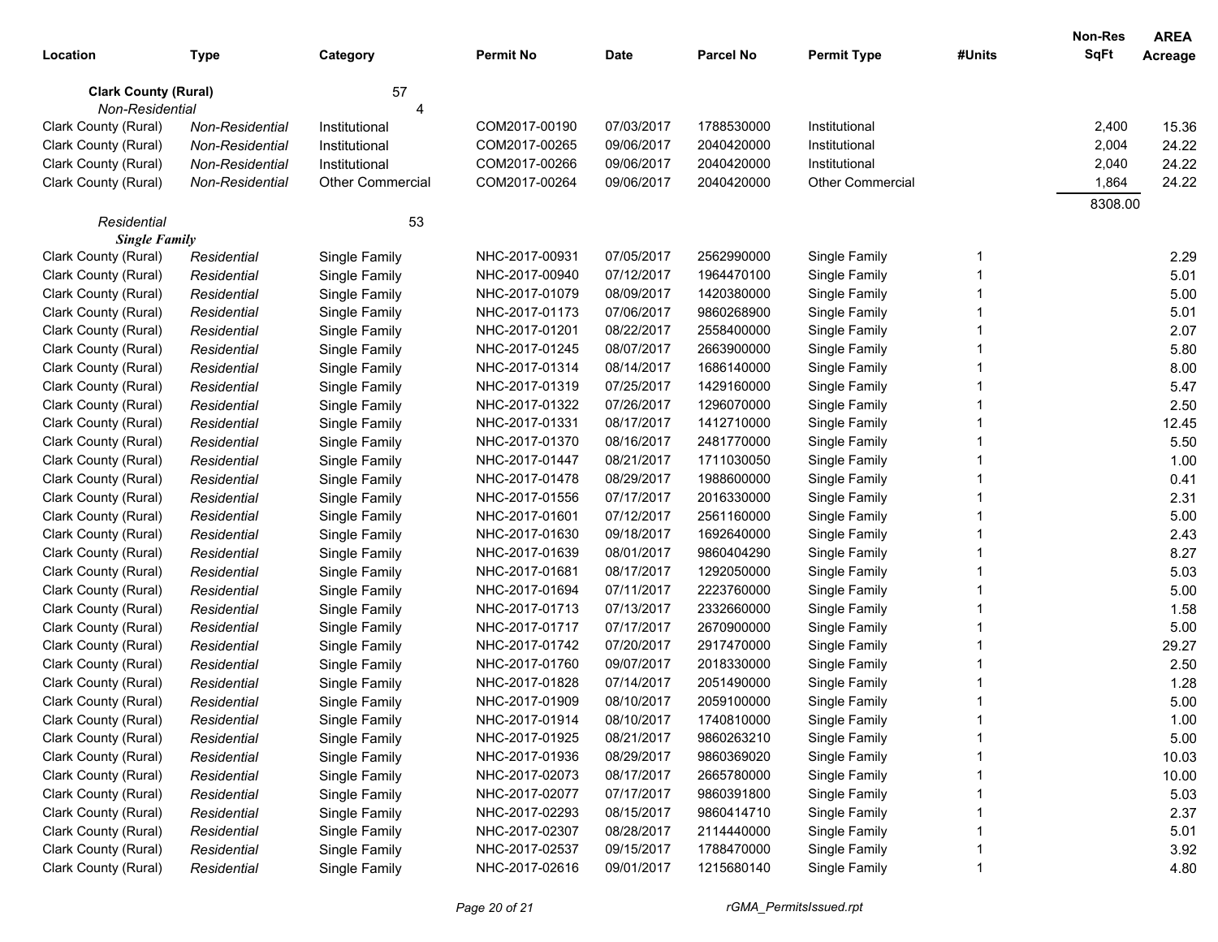| Location | Type | Category | Permit No | Date | Parcel No | Permit Type | #Units | Non-Res SqFt | AREA Acreage |
|---|---|---|---|---|---|---|---|---|---|
| **Clark County (Rural)** | | 57 | | | | | | | |
| *Non-Residential* | | 4 | | | | | | | |
| Clark County (Rural) | *Non-Residential* | Institutional | COM2017-00190 | 07/03/2017 | 1788530000 | Institutional | | 2,400 | 15.36 |
| Clark County (Rural) | *Non-Residential* | Institutional | COM2017-00265 | 09/06/2017 | 2040420000 | Institutional | | 2,004 | 24.22 |
| Clark County (Rural) | *Non-Residential* | Institutional | COM2017-00266 | 09/06/2017 | 2040420000 | Institutional | | 2,040 | 24.22 |
| Clark County (Rural) | *Non-Residential* | Other Commercial | COM2017-00264 | 09/06/2017 | 2040420000 | Other Commercial | | 1,864 | 24.22 |
| | | | | | | | | 8308.00 | |
| *Residential* | | 53 | | | | | | | |
| ***Single Family*** | | | | | | | | | |
| Clark County (Rural) | *Residential* | Single Family | NHC-2017-00931 | 07/05/2017 | 2562990000 | Single Family | 1 | | 2.29 |
| Clark County (Rural) | *Residential* | Single Family | NHC-2017-00940 | 07/12/2017 | 1964470100 | Single Family | 1 | | 5.01 |
| Clark County (Rural) | *Residential* | Single Family | NHC-2017-01079 | 08/09/2017 | 1420380000 | Single Family | 1 | | 5.00 |
| Clark County (Rural) | *Residential* | Single Family | NHC-2017-01173 | 07/06/2017 | 9860268900 | Single Family | 1 | | 5.01 |
| Clark County (Rural) | *Residential* | Single Family | NHC-2017-01201 | 08/22/2017 | 2558400000 | Single Family | 1 | | 2.07 |
| Clark County (Rural) | *Residential* | Single Family | NHC-2017-01245 | 08/07/2017 | 2663900000 | Single Family | 1 | | 5.80 |
| Clark County (Rural) | *Residential* | Single Family | NHC-2017-01314 | 08/14/2017 | 1686140000 | Single Family | 1 | | 8.00 |
| Clark County (Rural) | *Residential* | Single Family | NHC-2017-01319 | 07/25/2017 | 1429160000 | Single Family | 1 | | 5.47 |
| Clark County (Rural) | *Residential* | Single Family | NHC-2017-01322 | 07/26/2017 | 1296070000 | Single Family | 1 | | 2.50 |
| Clark County (Rural) | *Residential* | Single Family | NHC-2017-01331 | 08/17/2017 | 1412710000 | Single Family | 1 | | 12.45 |
| Clark County (Rural) | *Residential* | Single Family | NHC-2017-01370 | 08/16/2017 | 2481770000 | Single Family | 1 | | 5.50 |
| Clark County (Rural) | *Residential* | Single Family | NHC-2017-01447 | 08/21/2017 | 1711030050 | Single Family | 1 | | 1.00 |
| Clark County (Rural) | *Residential* | Single Family | NHC-2017-01478 | 08/29/2017 | 1988600000 | Single Family | 1 | | 0.41 |
| Clark County (Rural) | *Residential* | Single Family | NHC-2017-01556 | 07/17/2017 | 2016330000 | Single Family | 1 | | 2.31 |
| Clark County (Rural) | *Residential* | Single Family | NHC-2017-01601 | 07/12/2017 | 2561160000 | Single Family | 1 | | 5.00 |
| Clark County (Rural) | *Residential* | Single Family | NHC-2017-01630 | 09/18/2017 | 1692640000 | Single Family | 1 | | 2.43 |
| Clark County (Rural) | *Residential* | Single Family | NHC-2017-01639 | 08/01/2017 | 9860404290 | Single Family | 1 | | 8.27 |
| Clark County (Rural) | *Residential* | Single Family | NHC-2017-01681 | 08/17/2017 | 1292050000 | Single Family | 1 | | 5.03 |
| Clark County (Rural) | *Residential* | Single Family | NHC-2017-01694 | 07/11/2017 | 2223760000 | Single Family | 1 | | 5.00 |
| Clark County (Rural) | *Residential* | Single Family | NHC-2017-01713 | 07/13/2017 | 2332660000 | Single Family | 1 | | 1.58 |
| Clark County (Rural) | *Residential* | Single Family | NHC-2017-01717 | 07/17/2017 | 2670900000 | Single Family | 1 | | 5.00 |
| Clark County (Rural) | *Residential* | Single Family | NHC-2017-01742 | 07/20/2017 | 2917470000 | Single Family | 1 | | 29.27 |
| Clark County (Rural) | *Residential* | Single Family | NHC-2017-01760 | 09/07/2017 | 2018330000 | Single Family | 1 | | 2.50 |
| Clark County (Rural) | *Residential* | Single Family | NHC-2017-01828 | 07/14/2017 | 2051490000 | Single Family | 1 | | 1.28 |
| Clark County (Rural) | *Residential* | Single Family | NHC-2017-01909 | 08/10/2017 | 2059100000 | Single Family | 1 | | 5.00 |
| Clark County (Rural) | *Residential* | Single Family | NHC-2017-01914 | 08/10/2017 | 1740810000 | Single Family | 1 | | 1.00 |
| Clark County (Rural) | *Residential* | Single Family | NHC-2017-01925 | 08/21/2017 | 9860263210 | Single Family | 1 | | 5.00 |
| Clark County (Rural) | *Residential* | Single Family | NHC-2017-01936 | 08/29/2017 | 9860369020 | Single Family | 1 | | 10.03 |
| Clark County (Rural) | *Residential* | Single Family | NHC-2017-02073 | 08/17/2017 | 2665780000 | Single Family | 1 | | 10.00 |
| Clark County (Rural) | *Residential* | Single Family | NHC-2017-02077 | 07/17/2017 | 9860391800 | Single Family | 1 | | 5.03 |
| Clark County (Rural) | *Residential* | Single Family | NHC-2017-02293 | 08/15/2017 | 9860414710 | Single Family | 1 | | 2.37 |
| Clark County (Rural) | *Residential* | Single Family | NHC-2017-02307 | 08/28/2017 | 2114440000 | Single Family | 1 | | 5.01 |
| Clark County (Rural) | *Residential* | Single Family | NHC-2017-02537 | 09/15/2017 | 1788470000 | Single Family | 1 | | 3.92 |
| Clark County (Rural) | *Residential* | Single Family | NHC-2017-02616 | 09/01/2017 | 1215680140 | Single Family | 1 | | 4.80 |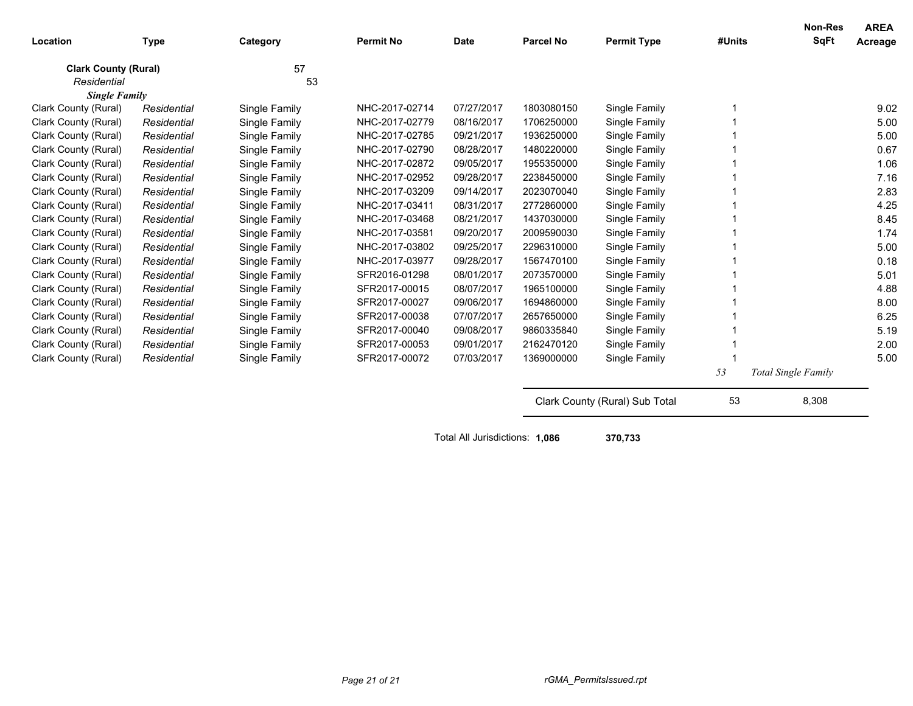| Location | Type | Category | Permit No | Date | Parcel No | Permit Type | #Units | Non-Res SqFt | AREA Acreage |
|---|---|---|---|---|---|---|---|---|---|
| **Clark County (Rural)** | | 57 | | | | | | | |
| *Residential* | | 53 | | | | | | | |
| ***Single Family*** | | | | | | | | | |
| Clark County (Rural) | *Residential* | Single Family | NHC-2017-02714 | 07/27/2017 | 1803080150 | Single Family | 1 | | 9.02 |
| Clark County (Rural) | *Residential* | Single Family | NHC-2017-02779 | 08/16/2017 | 1706250000 | Single Family | 1 | | 5.00 |
| Clark County (Rural) | *Residential* | Single Family | NHC-2017-02785 | 09/21/2017 | 1936250000 | Single Family | 1 | | 5.00 |
| Clark County (Rural) | *Residential* | Single Family | NHC-2017-02790 | 08/28/2017 | 1480220000 | Single Family | 1 | | 0.67 |
| Clark County (Rural) | *Residential* | Single Family | NHC-2017-02872 | 09/05/2017 | 1955350000 | Single Family | 1 | | 1.06 |
| Clark County (Rural) | *Residential* | Single Family | NHC-2017-02952 | 09/28/2017 | 2238450000 | Single Family | 1 | | 7.16 |
| Clark County (Rural) | *Residential* | Single Family | NHC-2017-03209 | 09/14/2017 | 2023070040 | Single Family | 1 | | 2.83 |
| Clark County (Rural) | *Residential* | Single Family | NHC-2017-03411 | 08/31/2017 | 2772860000 | Single Family | 1 | | 4.25 |
| Clark County (Rural) | *Residential* | Single Family | NHC-2017-03468 | 08/21/2017 | 1437030000 | Single Family | 1 | | 8.45 |
| Clark County (Rural) | *Residential* | Single Family | NHC-2017-03581 | 09/20/2017 | 2009590030 | Single Family | 1 | | 1.74 |
| Clark County (Rural) | *Residential* | Single Family | NHC-2017-03802 | 09/25/2017 | 2296310000 | Single Family | 1 | | 5.00 |
| Clark County (Rural) | *Residential* | Single Family | NHC-2017-03977 | 09/28/2017 | 1567470100 | Single Family | 1 | | 0.18 |
| Clark County (Rural) | *Residential* | Single Family | SFR2016-01298 | 08/01/2017 | 2073570000 | Single Family | 1 | | 5.01 |
| Clark County (Rural) | *Residential* | Single Family | SFR2017-00015 | 08/07/2017 | 1965100000 | Single Family | 1 | | 4.88 |
| Clark County (Rural) | *Residential* | Single Family | SFR2017-00027 | 09/06/2017 | 1694860000 | Single Family | 1 | | 8.00 |
| Clark County (Rural) | *Residential* | Single Family | SFR2017-00038 | 07/07/2017 | 2657650000 | Single Family | 1 | | 6.25 |
| Clark County (Rural) | *Residential* | Single Family | SFR2017-00040 | 09/08/2017 | 9860335840 | Single Family | 1 | | 5.19 |
| Clark County (Rural) | *Residential* | Single Family | SFR2017-00053 | 09/01/2017 | 2162470120 | Single Family | 1 | | 2.00 |
| Clark County (Rural) | *Residential* | Single Family | SFR2017-00072 | 07/03/2017 | 1369000000 | Single Family | 1 | | 5.00 |
| | | | | | | | *53* | *Total Single Family* | |
| | | | | | | Clark County (Rural) Sub Total | 53 | 8,308 | |

Total All Jurisdictions: **1,086** **370,733**